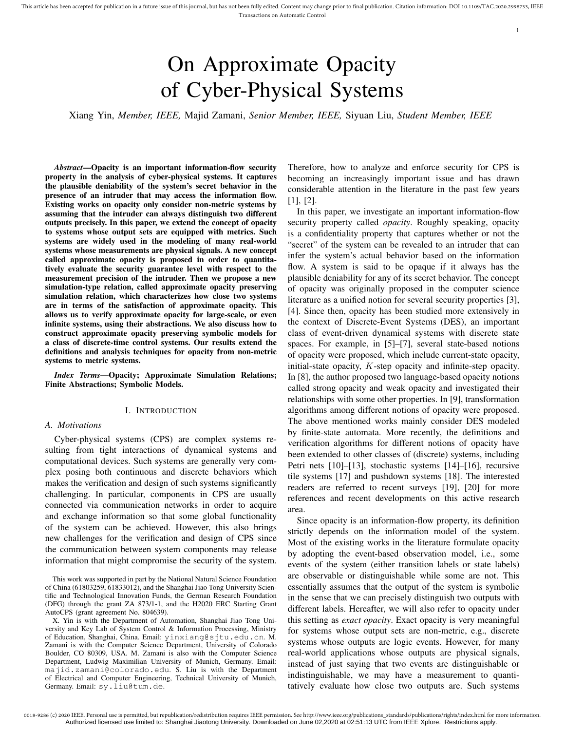# On Approximate Opacity of Cyber-Physical Systems

Xiang Yin, *Member, IEEE,* Majid Zamani, *Senior Member, IEEE,* Siyuan Liu, *Student Member, IEEE*

***Abstract*—Opacity is an important information-flow security property in the analysis of cyber-physical systems. It captures the plausible deniability of the system's secret behavior in the presence of an intruder that may access the information flow. Existing works on opacity only consider non-metric systems by assuming that the intruder can always distinguish two different outputs precisely. In this paper, we extend the concept of opacity to systems whose output sets are equipped with metrics. Such systems are widely used in the modeling of many real-world systems whose measurements are physical signals. A new concept called approximate opacity is proposed in order to quantitatively evaluate the security guarantee level with respect to the measurement precision of the intruder. Then we propose a new simulation-type relation, called approximate opacity preserving simulation relation, which characterizes how close two systems are in terms of the satisfaction of approximate opacity. This allows us to verify approximate opacity for large-scale, or even infinite systems, using their abstractions. We also discuss how to construct approximate opacity preserving symbolic models for a class of discrete-time control systems. Our results extend the definitions and analysis techniques for opacity from non-metric systems to metric systems.**

***Index Terms*—Opacity; Approximate Simulation Relations; Finite Abstractions; Symbolic Models.**

## I. Introduction

### A. Motivations

Cyber-physical systems (CPS) are complex systems resulting from tight interactions of dynamical systems and computational devices. Such systems are generally very complex posing both continuous and discrete behaviors which makes the verification and design of such systems significantly challenging. In particular, components in CPS are usually connected via communication networks in order to acquire and exchange information so that some global functionality of the system can be achieved. However, this also brings new challenges for the verification and design of CPS since the communication between system components may release information that might compromise the security of the system. Therefore, how to analyze and enforce security for CPS is becoming an increasingly important issue and has drawn considerable attention in the literature in the past few years [1], [2].

In this paper, we investigate an important information-flow security property called *opacity*. Roughly speaking, opacity is a confidentiality property that captures whether or not the "secret" of the system can be revealed to an intruder that can infer the system's actual behavior based on the information flow. A system is said to be opaque if it always has the plausible deniability for any of its secret behavior. The concept of opacity was originally proposed in the computer science literature as a unified notion for several security properties [3], [4]. Since then, opacity has been studied more extensively in the context of Discrete-Event Systems (DES), an important class of event-driven dynamical systems with discrete state spaces. For example, in [5]–[7], several state-based notions of opacity were proposed, which include current-state opacity, initial-state opacity, $K$-step opacity and infinite-step opacity. In [8], the author proposed two language-based opacity notions called strong opacity and weak opacity and investigated their relationships with some other properties. In [9], transformation algorithms among different notions of opacity were proposed. The above mentioned works mainly consider DES modeled by finite-state automata. More recently, the definitions and verification algorithms for different notions of opacity have been extended to other classes of (discrete) systems, including Petri nets [10]–[13], stochastic systems [14]–[16], recursive tile systems [17] and pushdown systems [18]. The interested readers are referred to recent surveys [19], [20] for more references and recent developments on this active research area.

Since opacity is an information-flow property, its definition strictly depends on the information model of the system. Most of the existing works in the literature formulate opacity by adopting the event-based observation model, i.e., some events of the system (either transition labels or state labels) are observable or distinguishable while some are not. This essentially assumes that the output of the system is symbolic in the sense that we can precisely distinguish two outputs with different labels. Hereafter, we will also refer to opacity under this setting as *exact opacity*. Exact opacity is very meaningful for systems whose output sets are non-metric, e.g., discrete systems whose outputs are logic events. However, for many real-world applications whose outputs are physical signals, instead of just saying that two events are distinguishable or indistinguishable, we may have a measurement to quantitatively evaluate how close two outputs are. Such systems

This work was supported in part by the National Natural Science Foundation of China (61803259, 61833012), and the Shanghai Jiao Tong University Scientific and Technological Innovation Funds, the German Research Foundation (DFG) through the grant ZA 873/1-1, and the H2020 ERC Starting Grant AutoCPS (grant agreement No. 804639).

X. Yin is with the Department of Automation, Shanghai Jiao Tong University and Key Lab of System Control & Information Processing, Ministry of Education, Shanghai, China. Email: yinxiang@sjtu.edu.cn. M. Zamani is with the Computer Science Department, University of Colorado Boulder, CO 80309, USA. M. Zamani is also with the Computer Science Department, Ludwig Maximilian University of Munich, Germany. Email: majid.zamani@colorado.edu. S. Liu is with the Department of Electrical and Computer Engineering, Technical University of Munich, Germany. Email: sy.liu@tum.de.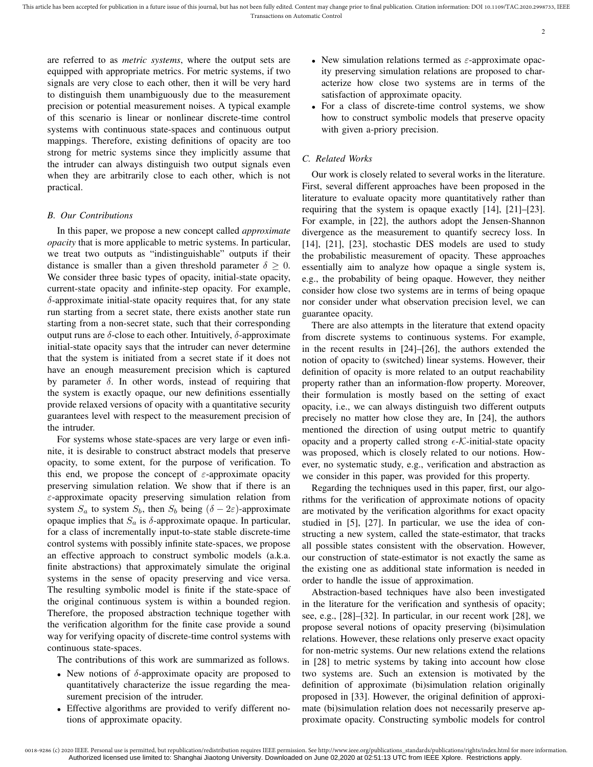are referred to as *metric systems*, where the output sets are equipped with appropriate metrics. For metric systems, if two signals are very close to each other, then it will be very hard to distinguish them unambiguously due to the measurement precision or potential measurement noises. A typical example of this scenario is linear or nonlinear discrete-time control systems with continuous state-spaces and continuous output mappings. Therefore, existing definitions of opacity are too strong for metric systems since they implicitly assume that the intruder can always distinguish two output signals even when they are arbitrarily close to each other, which is not practical.

### B. Our Contributions

In this paper, we propose a new concept called *approximate opacity* that is more applicable to metric systems. In particular, we treat two outputs as "indistinguishable" outputs if their distance is smaller than a given threshold parameter $\delta \geq 0$. We consider three basic types of opacity, initial-state opacity, current-state opacity and infinite-step opacity. For example, $\delta$-approximate initial-state opacity requires that, for any state run starting from a secret state, there exists another state run starting from a non-secret state, such that their corresponding output runs are $\delta$-close to each other. Intuitively, $\delta$-approximate initial-state opacity says that the intruder can never determine that the system is initiated from a secret state if it does not have an enough measurement precision which is captured by parameter $\delta$. In other words, instead of requiring that the system is exactly opaque, our new definitions essentially provide relaxed versions of opacity with a quantitative security guarantees level with respect to the measurement precision of the intruder.

For systems whose state-spaces are very large or even infinite, it is desirable to construct abstract models that preserve opacity, to some extent, for the purpose of verification. To this end, we propose the concept of $\varepsilon$-approximate opacity preserving simulation relation. We show that if there is an $\varepsilon$-approximate opacity preserving simulation relation from system $S_a$ to system $S_b$, then $S_b$ being $(\delta - 2\varepsilon)$-approximate opaque implies that $S_a$ is $\delta$-approximate opaque. In particular, for a class of incrementally input-to-state stable discrete-time control systems with possibly infinite state-spaces, we propose an effective approach to construct symbolic models (a.k.a. finite abstractions) that approximately simulate the original systems in the sense of opacity preserving and vice versa. The resulting symbolic model is finite if the state-space of the original continuous system is within a bounded region. Therefore, the proposed abstraction technique together with the verification algorithm for the finite case provide a sound way for verifying opacity of discrete-time control systems with continuous state-spaces.

The contributions of this work are summarized as follows.

- New notions of $\delta$-approximate opacity are proposed to quantitatively characterize the issue regarding the measurement precision of the intruder.
- Effective algorithms are provided to verify different notions of approximate opacity.
- New simulation relations termed as $\varepsilon$-approximate opacity preserving simulation relations are proposed to characterize how close two systems are in terms of the satisfaction of approximate opacity.
- For a class of discrete-time control systems, we show how to construct symbolic models that preserve opacity with given a-priory precision.

### C. Related Works

Our work is closely related to several works in the literature. First, several different approaches have been proposed in the literature to evaluate opacity more quantitatively rather than requiring that the system is opaque exactly [14], [21]–[23]. For example, in [22], the authors adopt the Jensen-Shannon divergence as the measurement to quantify secrecy loss. In [14], [21], [23], stochastic DES models are used to study the probabilistic measurement of opacity. These approaches essentially aim to analyze how opaque a single system is, e.g., the probability of being opaque. However, they neither consider how close two systems are in terms of being opaque nor consider under what observation precision level, we can guarantee opacity.

There are also attempts in the literature that extend opacity from discrete systems to continuous systems. For example, in the recent results in [24]–[26], the authors extended the notion of opacity to (switched) linear systems. However, their definition of opacity is more related to an output reachability property rather than an information-flow property. Moreover, their formulation is mostly based on the setting of exact opacity, i.e., we can always distinguish two different outputs precisely no matter how close they are, In [24], the authors mentioned the direction of using output metric to quantify opacity and a property called strong $\epsilon$-$\mathcal{K}$-initial-state opacity was proposed, which is closely related to our notions. However, no systematic study, e.g., verification and abstraction as we consider in this paper, was provided for this property.

Regarding the techniques used in this paper, first, our algorithms for the verification of approximate notions of opacity are motivated by the verification algorithms for exact opacity studied in [5], [27]. In particular, we use the idea of constructing a new system, called the state-estimator, that tracks all possible states consistent with the observation. However, our construction of state-estimator is not exactly the same as the existing one as additional state information is needed in order to handle the issue of approximation.

Abstraction-based techniques have also been investigated in the literature for the verification and synthesis of opacity; see, e.g., [28]–[32]. In particular, in our recent work [28], we propose several notions of opacity preserving (bi)simulation relations. However, these relations only preserve exact opacity for non-metric systems. Our new relations extend the relations in [28] to metric systems by taking into account how close two systems are. Such an extension is motivated by the definition of approximate (bi)simulation relation originally proposed in [33]. However, the original definition of approximate (bi)simulation relation does not necessarily preserve approximate opacity. Constructing symbolic models for control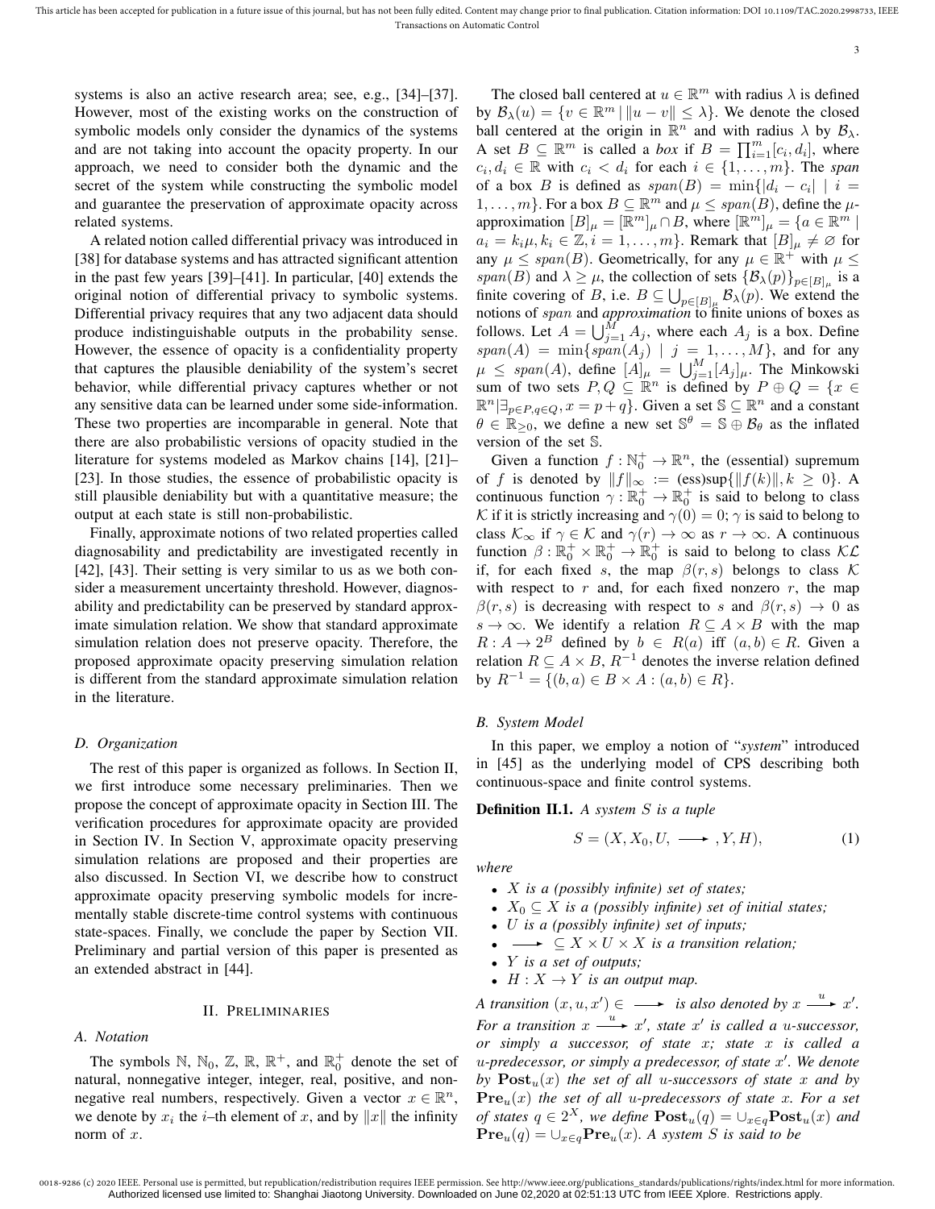systems is also an active research area; see, e.g., [34]–[37]. However, most of the existing works on the construction of symbolic models only consider the dynamics of the systems and are not taking into account the opacity property. In our approach, we need to consider both the dynamic and the secret of the system while constructing the symbolic model and guarantee the preservation of approximate opacity across related systems.

A related notion called differential privacy was introduced in [38] for database systems and has attracted significant attention in the past few years [39]–[41]. In particular, [40] extends the original notion of differential privacy to symbolic systems. Differential privacy requires that any two adjacent data should produce indistinguishable outputs in the probability sense. However, the essence of opacity is a confidentiality property that captures the plausible deniability of the system's secret behavior, while differential privacy captures whether or not any sensitive data can be learned under some side-information. These two properties are incomparable in general. Note that there are also probabilistic versions of opacity studied in the literature for systems modeled as Markov chains [14], [21]–[23]. In those studies, the essence of probabilistic opacity is still plausible deniability but with a quantitative measure; the output at each state is still non-probabilistic.

Finally, approximate notions of two related properties called diagnosability and predictability are investigated recently in [42], [43]. Their setting is very similar to us as we both consider a measurement uncertainty threshold. However, diagnosability and predictability can be preserved by standard approximate simulation relation. We show that standard approximate simulation relation does not preserve opacity. Therefore, the proposed approximate opacity preserving simulation relation is different from the standard approximate simulation relation in the literature.

### D. Organization

The rest of this paper is organized as follows. In Section II, we first introduce some necessary preliminaries. Then we propose the concept of approximate opacity in Section III. The verification procedures for approximate opacity are provided in Section IV. In Section V, approximate opacity preserving simulation relations are proposed and their properties are also discussed. In Section VI, we describe how to construct approximate opacity preserving symbolic models for incrementally stable discrete-time control systems with continuous state-spaces. Finally, we conclude the paper by Section VII. Preliminary and partial version of this paper is presented as an extended abstract in [44].

## II. Preliminaries

### A. Notation

The symbols $\mathbb{N}$, $\mathbb{N}_0$, $\mathbb{Z}$, $\mathbb{R}$, $\mathbb{R}^+$, and $\mathbb{R}_0^+$ denote the set of natural, nonnegative integer, integer, real, positive, and nonnegative real numbers, respectively. Given a vector $x \in \mathbb{R}^n$, we denote by $x_i$ the $i$–th element of $x$, and by $\|x\|$ the infinity norm of $x$.

The closed ball centered at $u \in \mathbb{R}^m$ with radius $\lambda$ is defined by $\mathcal{B}_\lambda(u) = \{v \in \mathbb{R}^m \mid \|u - v\| \leq \lambda\}$. We denote the closed ball centered at the origin in $\mathbb{R}^n$ and with radius $\lambda$ by $\mathcal{B}_\lambda$. A set $B \subseteq \mathbb{R}^m$ is called a *box* if $B = \prod_{i=1}^m [c_i, d_i]$, where $c_i, d_i \in \mathbb{R}$ with $c_i < d_i$ for each $i \in \{1, \ldots, m\}$. The *span* of a box $B$ is defined as $span(B) = \min\{|d_i - c_i| \mid i = 1, \ldots, m\}$. For a box $B \subseteq \mathbb{R}^m$ and $\mu \leq span(B)$, define the $\mu$-approximation $[B]_\mu = [\mathbb{R}^m]_\mu \cap B$, where $[\mathbb{R}^m]_\mu = \{a \in \mathbb{R}^m \mid a_i = k_i \mu, k_i \in \mathbb{Z}, i = 1, \ldots, m\}$. Remark that $[B]_\mu \neq \varnothing$ for any $\mu \leq span(B)$. Geometrically, for any $\mu \in \mathbb{R}^+$ with $\mu \leq span(B)$ and $\lambda \geq \mu$, the collection of sets $\{\mathcal{B}_\lambda(p)\}_{p \in [B]_\mu}$ is a finite covering of $B$, i.e. $B \subseteq \bigcup_{p \in [B]_\mu} \mathcal{B}_\lambda(p)$. We extend the notions of *span* and *approximation* to finite unions of boxes as follows. Let $A = \bigcup_{j=1}^M A_j$, where each $A_j$ is a box. Define $span(A) = \min\{span(A_j) \mid j = 1, \ldots, M\}$, and for any $\mu \leq span(A)$, define $[A]_\mu = \bigcup_{j=1}^M [A_j]_\mu$. The Minkowski sum of two sets $P, Q \subseteq \mathbb{R}^n$ is defined by $P \oplus Q = \{x \in \mathbb{R}^n | \exists_{p \in P, q \in Q}, x = p + q\}$. Given a set $\mathbb{S} \subseteq \mathbb{R}^n$ and a constant $\theta \in \mathbb{R}_{\geq 0}$, we define a new set $\mathbb{S}^\theta = \mathbb{S} \oplus \mathcal{B}_\theta$ as the inflated version of the set $\mathbb{S}$.

Given a function $f : \mathbb{N}_0^+ \to \mathbb{R}^n$, the (essential) supremum of $f$ is denoted by $\|f\|_\infty := \text{(ess)sup}\{\|f(k)\|, k \geq 0\}$. A continuous function $\gamma : \mathbb{R}_0^+ \to \mathbb{R}_0^+$ is said to belong to class $\mathcal{K}$ if it is strictly increasing and $\gamma(0) = 0$; $\gamma$ is said to belong to class $\mathcal{K}_\infty$ if $\gamma \in \mathcal{K}$ and $\gamma(r) \to \infty$ as $r \to \infty$. A continuous function $\beta : \mathbb{R}_0^+ \times \mathbb{R}_0^+ \to \mathbb{R}_0^+$ is said to belong to class $\mathcal{KL}$ if, for each fixed $s$, the map $\beta(r, s)$ belongs to class $\mathcal{K}$ with respect to $r$ and, for each fixed nonzero $r$, the map $\beta(r, s)$ is decreasing with respect to $s$ and $\beta(r, s) \to 0$ as $s \to \infty$. We identify a relation $R \subseteq A \times B$ with the map $R : A \to 2^B$ defined by $b \in R(a)$ iff $(a, b) \in R$. Given a relation $R \subseteq A \times B$, $R^{-1}$ denotes the inverse relation defined by $R^{-1} = \{(b, a) \in B \times A : (a, b) \in R\}$.

### B. System Model

In this paper, we employ a notion of "*system*" introduced in [45] as the underlying model of CPS describing both continuous-space and finite control systems.

**Definition II.1.** *A system $S$ is a tuple*

$$S = (X, X_0, U, \longrightarrow, Y, H), \tag{1}$$

*where*

- *$X$ is a (possibly infinite) set of states;*
- *$X_0 \subseteq X$ is a (possibly infinite) set of initial states;*
- *$U$ is a (possibly infinite) set of inputs;*
- *$\longrightarrow \subseteq X \times U \times X$ is a transition relation;*
- *$Y$ is a set of outputs;*
- *$H : X \to Y$ is an output map.*

*A transition $(x, u, x') \in \longrightarrow$ is also denoted by $x \xrightarrow{u} x'$. For a transition $x \xrightarrow{u} x'$, state $x'$ is called a $u$-successor, or simply a successor, of state $x$; state $x$ is called a $u$-predecessor, or simply a predecessor, of state $x'$. We denote by $\mathbf{Post}_u(x)$ the set of all $u$-successors of state $x$ and by $\mathbf{Pre}_u(x)$ the set of all $u$-predecessors of state $x$. For a set of states $q \in 2^X$, we define $\mathbf{Post}_u(q) = \cup_{x \in q} \mathbf{Post}_u(x)$ and $\mathbf{Pre}_u(q) = \cup_{x \in q} \mathbf{Pre}_u(x)$. A system $S$ is said to be*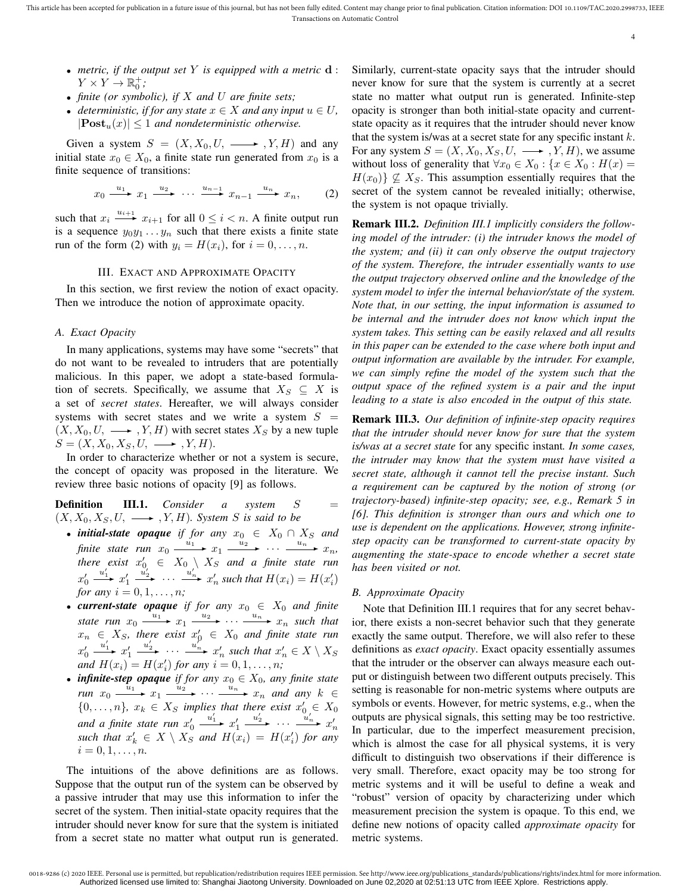- *metric, if the output set $Y$ is equipped with a metric $\mathbf{d}: Y \times Y \to \mathbb{R}_0^+$;*
- *finite (or symbolic), if $X$ and $U$ are finite sets;*
- *deterministic, if for any state $x \in X$ and any input $u \in U$, $|\mathbf{Post}_u(x)| \leq 1$ and nondeterministic otherwise.*

Given a system $S = (X, X_0, U, \longrightarrow, Y, H)$ and any initial state $x_0 \in X_0$, a finite state run generated from $x_0$ is a finite sequence of transitions:

$$x_0 \xrightarrow{u_1} x_1 \xrightarrow{u_2} \cdots \xrightarrow{u_{n-1}} x_{n-1} \xrightarrow{u_n} x_n, \tag{2}$$

such that $x_i \xrightarrow{u_{i+1}} x_{i+1}$ for all $0 \leq i < n$. A finite output run is a sequence $y_0 y_1 \ldots y_n$ such that there exists a finite state run of the form (2) with $y_i = H(x_i)$, for $i = 0, \ldots, n$.

## III. Exact and Approximate Opacity

In this section, we first review the notion of exact opacity. Then we introduce the notion of approximate opacity.

### A. Exact Opacity

In many applications, systems may have some "secrets" that do not want to be revealed to intruders that are potentially malicious. In this paper, we adopt a state-based formulation of secrets. Specifically, we assume that $X_S \subseteq X$ is a set of *secret states*. Hereafter, we will always consider systems with secret states and we write a system $S = (X, X_0, U, \longrightarrow, Y, H)$ with secret states $X_S$ by a new tuple $S = (X, X_0, X_S, U, \longrightarrow, Y, H)$.

In order to characterize whether or not a system is secure, the concept of opacity was proposed in the literature. We review three basic notions of opacity [9] as follows.

**Definition III.1.** *Consider a system $S = (X, X_0, X_S, U, \longrightarrow, Y, H)$. System $S$ is said to be*

- ***initial-state opaque*** *if for any $x_0 \in X_0 \cap X_S$ and finite state run $x_0 \xrightarrow{u_1} x_1 \xrightarrow{u_2} \cdots \xrightarrow{u_n} x_n$, there exist $x_0' \in X_0 \setminus X_S$ and a finite state run $x_0' \xrightarrow{u_1'} x_1' \xrightarrow{u_2'} \cdots \xrightarrow{u_n'} x_n'$ such that $H(x_i) = H(x_i')$ for any $i = 0, 1, \ldots, n$;*
- ***current-state opaque*** *if for any $x_0 \in X_0$ and finite state run $x_0 \xrightarrow{u_1} x_1 \xrightarrow{u_2} \cdots \xrightarrow{u_n} x_n$ such that $x_n \in X_S$, there exist $x_0' \in X_0$ and finite state run $x_0' \xrightarrow{u_1'} x_1' \xrightarrow{u_2'} \cdots \xrightarrow{u_n'} x_n'$ such that $x_n' \in X \setminus X_S$ and $H(x_i) = H(x_i')$ for any $i = 0, 1, \ldots, n$;*
- ***infinite-step opaque*** *if for any $x_0 \in X_0$, any finite state run $x_0 \xrightarrow{u_1} x_1 \xrightarrow{u_2} \cdots \xrightarrow{u_n} x_n$ and any $k \in \{0, \ldots, n\}$, $x_k \in X_S$ implies that there exist $x_0' \in X_0$ and a finite state run $x_0' \xrightarrow{u_1'} x_1' \xrightarrow{u_2'} \cdots \xrightarrow{u_n'} x_n'$ such that $x_k' \in X \setminus X_S$ and $H(x_i) = H(x_i')$ for any $i = 0, 1, \ldots, n$.*

The intuitions of the above definitions are as follows. Suppose that the output run of the system can be observed by a passive intruder that may use this information to infer the secret of the system. Then initial-state opacity requires that the intruder should never know for sure that the system is initiated from a secret state no matter what output run is generated. Similarly, current-state opacity says that the intruder should never know for sure that the system is currently at a secret state no matter what output run is generated. Infinite-step opacity is stronger than both initial-state opacity and current-state opacity as it requires that the intruder should never know that the system is/was at a secret state for any specific instant $k$. For any system $S = (X, X_0, X_S, U, \longrightarrow, Y, H)$, we assume without loss of generality that $\forall x_0 \in X_0 : \{x \in X_0 : H(x) = H(x_0)\} \not\subseteq X_S$. This assumption essentially requires that the secret of the system cannot be revealed initially; otherwise, the system is not opaque trivially.

**Remark III.2.** *Definition III.1 implicitly considers the following model of the intruder: (i) the intruder knows the model of the system; and (ii) it can only observe the output trajectory of the system. Therefore, the intruder essentially wants to use the output trajectory observed online and the knowledge of the system model to infer the internal behavior/state of the system. Note that, in our setting, the input information is assumed to be internal and the intruder does not know which input the system takes. This setting can be easily relaxed and all results in this paper can be extended to the case where both input and output information are available by the intruder. For example, we can simply refine the model of the system such that the output space of the refined system is a pair and the input leading to a state is also encoded in the output of this state.*

**Remark III.3.** *Our definition of infinite-step opacity requires that the intruder should never know for sure that the system is/was at a secret state* for any specific instant. *In some cases, the intruder may know that the system must have visited a secret state, although it cannot tell the precise instant. Such a requirement can be captured by the notion of strong (or trajectory-based) infinite-step opacity; see, e.g., Remark 5 in [6]. This definition is stronger than ours and which one to use is dependent on the applications. However, strong infinite-step opacity can be transformed to current-state opacity by augmenting the state-space to encode whether a secret state has been visited or not.*

### B. Approximate Opacity

Note that Definition III.1 requires that for any secret behavior, there exists a non-secret behavior such that they generate exactly the same output. Therefore, we will also refer to these definitions as *exact opacity*. Exact opacity essentially assumes that the intruder or the observer can always measure each output or distinguish between two different outputs precisely. This setting is reasonable for non-metric systems where outputs are symbols or events. However, for metric systems, e.g., when the outputs are physical signals, this setting may be too restrictive. In particular, due to the imperfect measurement precision, which is almost the case for all physical systems, it is very difficult to distinguish two observations if their difference is very small. Therefore, exact opacity may be too strong for metric systems and it will be useful to define a weak and "robust" version of opacity by characterizing under which measurement precision the system is opaque. To this end, we define new notions of opacity called *approximate opacity* for metric systems.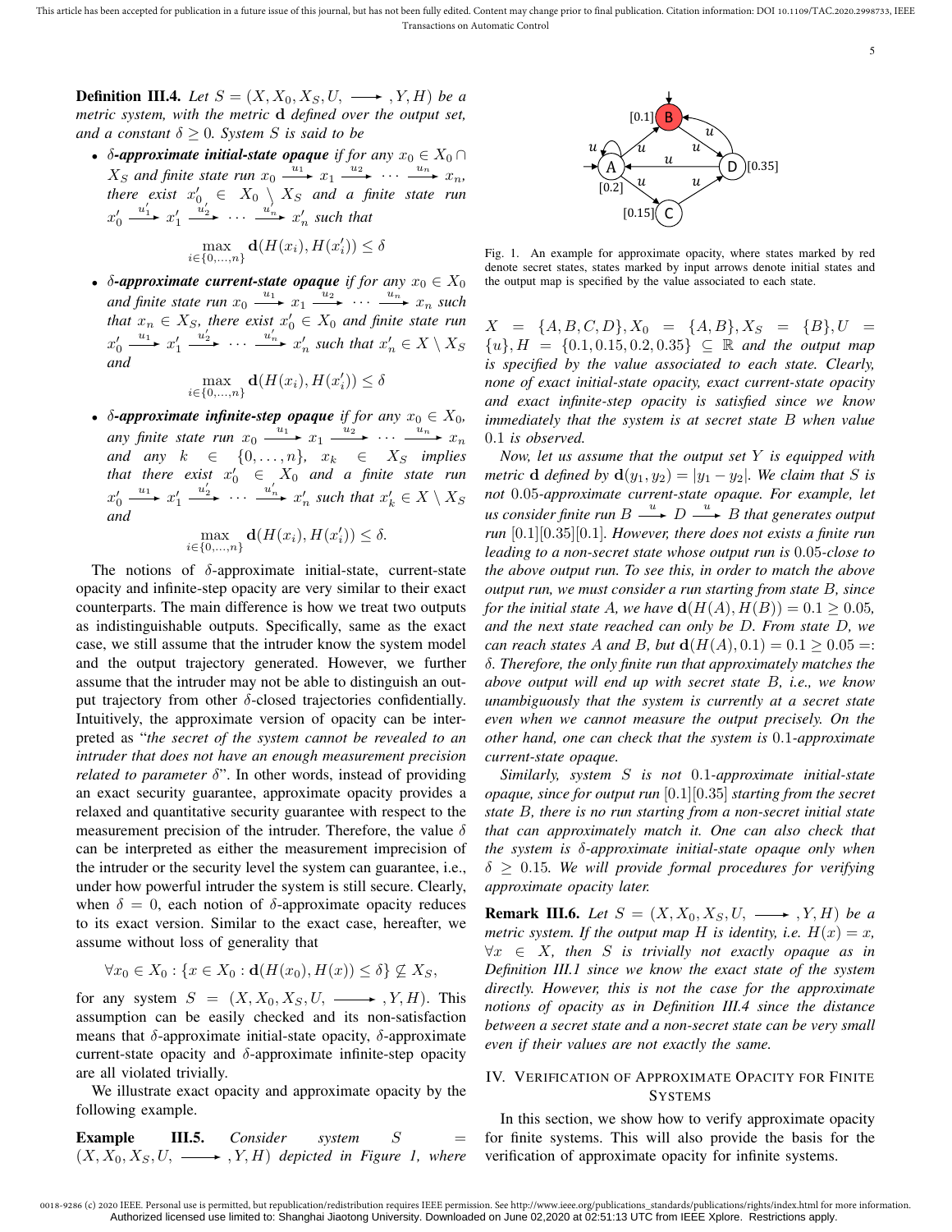**Definition III.4.** *Let $S = (X, X_0, X_S, U, \longrightarrow, Y, H)$ be a metric system, with the metric $\mathbf{d}$ defined over the output set, and a constant $\delta \geq 0$. System $S$ is said to be*

- *$\delta$-**approximate initial-state opaque** if for any $x_0 \in X_0 \cap X_S$ and finite state run $x_0 \xrightarrow{u_1} x_1 \xrightarrow{u_2} \cdots \xrightarrow{u_n} x_n$, there exist $x_0' \in X_0 \setminus X_S$ and a finite state run $x_0' \xrightarrow{u_1'} x_1' \xrightarrow{u_2'} \cdots \xrightarrow{u_n'} x_n'$ such that*
$$\max_{i \in \{0,\ldots,n\}} \mathbf{d}(H(x_i), H(x_i')) \leq \delta$$
- *$\delta$-**approximate current-state opaque** if for any $x_0 \in X_0$ and finite state run $x_0 \xrightarrow{u_1} x_1 \xrightarrow{u_2} \cdots \xrightarrow{u_n} x_n$ such that $x_n \in X_S$, there exist $x_0' \in X_0$ and finite state run $x_0' \xrightarrow{u_1'} x_1' \xrightarrow{u_2'} \cdots \xrightarrow{u_n'} x_n'$ such that $x_n' \in X \setminus X_S$ and*
$$\max_{i \in \{0,\ldots,n\}} \mathbf{d}(H(x_i), H(x_i')) \leq \delta$$
- *$\delta$-**approximate infinite-step opaque** if for any $x_0 \in X_0$, any finite state run $x_0 \xrightarrow{u_1} x_1 \xrightarrow{u_2} \cdots \xrightarrow{u_n} x_n$ and any $k \in \{0, \ldots, n\}$, $x_k \in X_S$ implies that there exist $x_0' \in X_0$ and a finite state run $x_0' \xrightarrow{u_1'} x_1' \xrightarrow{u_2'} \cdots \xrightarrow{u_n'} x_n'$ such that $x_k' \in X \setminus X_S$ and*
$$\max_{i \in \{0,\ldots,n\}} \mathbf{d}(H(x_i), H(x_i')) \leq \delta.$$

The notions of $\delta$-approximate initial-state, current-state opacity and infinite-step opacity are very similar to their exact counterparts. The main difference is how we treat two outputs as indistinguishable outputs. Specifically, same as the exact case, we still assume that the intruder know the system model and the output trajectory generated. However, we further assume that the intruder may not be able to distinguish an output trajectory from other $\delta$-closed trajectories confidentially. Intuitively, the approximate version of opacity can be interpreted as "*the secret of the system cannot be revealed to an intruder that does not have an enough measurement precision related to parameter $\delta$*". In other words, instead of providing an exact security guarantee, approximate opacity provides a relaxed and quantitative security guarantee with respect to the measurement precision of the intruder. Therefore, the value $\delta$ can be interpreted as either the measurement imprecision of the intruder or the security level the system can guarantee, i.e., under how powerful intruder the system is still secure. Clearly, when $\delta = 0$, each notion of $\delta$-approximate opacity reduces to its exact version. Similar to the exact case, hereafter, we assume without loss of generality that

$$\forall x_0 \in X_0 : \{x \in X_0 : \mathbf{d}(H(x_0), H(x)) \leq \delta\} \not\subseteq X_S,$$

for any system $S = (X, X_0, X_S, U, \longrightarrow, Y, H)$. This assumption can be easily checked and its non-satisfaction means that $\delta$-approximate initial-state, $\delta$-approximate current-state opacity and $\delta$-approximate infinite-step opacity are all violated trivially.

We illustrate exact opacity and approximate opacity by the following example.

**Example III.5.** *Consider system $S = (X, X_0, X_S, U, \longrightarrow, Y, H)$ depicted in Figure 1, where*

Fig. 1. An example for approximate opacity, where states marked by red denote secret states, states marked by input arrows denote initial states and the output map is specified by the value associated to each state.

*$X = \{A, B, C, D\}, X_0 = \{A, B\}, X_S = \{B\}, U = \{u\}, H = \{0.1, 0.15, 0.2, 0.35\} \subseteq \mathbb{R}$ and the output map is specified by the value associated to each state. Clearly, none of exact initial-state opacity, exact current-state opacity and exact infinite-step opacity is satisfied since we know immediately that the system is at secret state $B$ when value $0.1$ is observed.*

*Now, let us assume that the output set $Y$ is equipped with metric $\mathbf{d}$ defined by $\mathbf{d}(y_1, y_2) = |y_1 - y_2|$. We claim that $S$ is not $0.05$-approximate current-state opaque. For example, let us consider finite run $B \xrightarrow{u} D \xrightarrow{u} B$ that generates output run $[0.1][0.35][0.1]$. However, there does not exists a finite run leading to a non-secret state whose output run is $0.05$-close to the above output run. To see this, in order to match the above output run, we must consider a run starting from state $B$, since for the initial state $A$, we have $\mathbf{d}(H(A), H(B)) = 0.1 \geq 0.05$, and the next state reached can only be $D$. From state $D$, we can reach states $A$ and $B$, but $\mathbf{d}(H(A), 0.1) = 0.1 \geq 0.05 =: \delta$. Therefore, the only finite run that approximately matches the above output will end up with secret state $B$, i.e., we know unambiguously that the system is currently at a secret state even when we cannot measure the output precisely. On the other hand, one can check that the system is $0.1$-approximate current-state opaque.*

*Similarly, system $S$ is not $0.1$-approximate initial-state opaque, since for output run $[0.1][0.35]$ starting from the secret state $B$, there is no run starting from a non-secret initial state that can approximately match it. One can also check that the system is $\delta$-approximate initial-state opaque only when $\delta \geq 0.15$. We will provide formal procedures for verifying approximate opacity later.*

**Remark III.6.** *Let $S = (X, X_0, X_S, U, \longrightarrow, Y, H)$ be a metric system. If the output map $H$ is identity, i.e. $H(x) = x$, $\forall x \in X$, then $S$ is trivially not exactly opaque as in Definition III.1 since we know the exact state of the system directly. However, this is not the case for the approximate notions of opacity as in Definition III.4 since the distance between a secret state and a non-secret state can be very small even if their values are not exactly the same.*

## IV. Verification of Approximate Opacity for Finite Systems

In this section, we show how to verify approximate opacity for finite systems. This will also provide the basis for the verification of approximate opacity for infinite systems.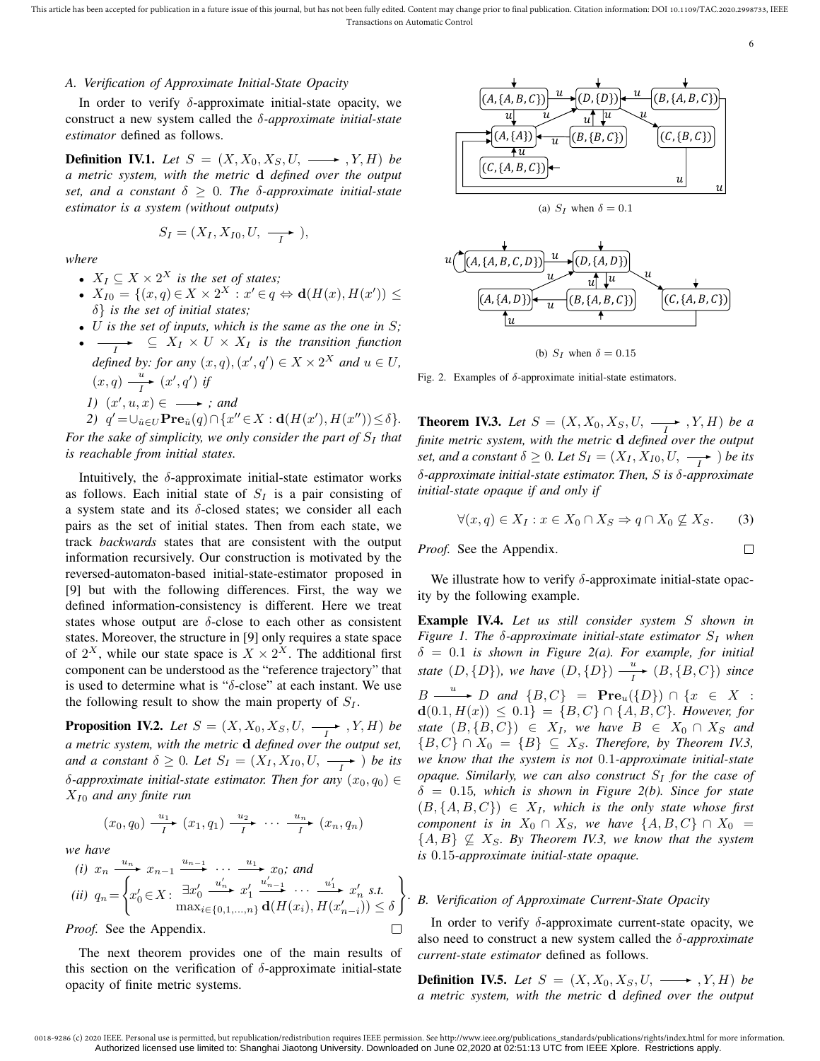### A. Verification of Approximate Initial-State Opacity

In order to verify $\delta$-approximate initial-state opacity, we construct a new system called the *$\delta$-approximate initial-state estimator* defined as follows.

**Definition IV.1.** *Let $S = (X, X_0, X_S, U, \longrightarrow, Y, H)$ be a metric system, with the metric $\mathbf{d}$ defined over the output set, and a constant $\delta \geq 0$. The $\delta$-approximate initial-state estimator is a system (without outputs)*

$$S_I = (X_I, X_{I0}, U, \underset{I}{\longrightarrow}),$$

*where*

- *$X_I \subseteq X \times 2^X$ is the set of states;*
- *$X_{I0} = \{(x, q) \in X \times 2^X : x' \in q \Leftrightarrow \mathbf{d}(H(x), H(x')) \leq \delta\}$ is the set of initial states;*
- *$U$ is the set of inputs, which is the same as the one in $S$;*
- *$\underset{I}{\longrightarrow} \subseteq X_I \times U \times X_I$ is the transition function defined by: for any $(x, q), (x', q') \in X \times 2^X$ and $u \in U$, $(x, q) \overset{u}{\underset{I}{\longrightarrow}} (x', q')$ if*
  1) *$(x', u, x) \in \longrightarrow$; and*
  2) *$q' = \cup_{\hat{u} \in U} \mathbf{Pre}_{\hat{u}}(q) \cap \{x'' \in X : \mathbf{d}(H(x'), H(x'')) \leq \delta\}$.*

*For the sake of simplicity, we only consider the part of $S_I$ that is reachable from initial states.*

Intuitively, the $\delta$-approximate initial-state estimator works as follows. Each initial state of $S_I$ is a pair consisting of a system state and its $\delta$-closed states; we consider all each pairs as the set of initial states. Then from each state, we track *backwards* states that are consistent with the output information recursively. Our construction is motivated by the reversed-automaton-based initial-state-estimator proposed in [9] but with the following differences. First, the way we defined information-consistency is different. Here we treat states whose output are $\delta$-close to each other as consistent states. Moreover, the structure in [9] only requires a state space of $2^X$, while our state space is $X \times 2^X$. The additional first component can be understood as the "reference trajectory" that is used to determine what is "$\delta$-close" at each instant. We use the following result to show the main property of $S_I$.

**Proposition IV.2.** *Let $S = (X, X_0, X_S, U, \underset{I}{\longrightarrow}, Y, H)$ be a metric system, with the metric $\mathbf{d}$ defined over the output set, and a constant $\delta \geq 0$. Let $S_I = (X_I, X_{I0}, U, \underset{I}{\longrightarrow})$ be its $\delta$-approximate initial-state estimator. Then for any $(x_0, q_0) \in X_{I0}$ and any finite run*

$$(x_0, q_0) \overset{u_1}{\underset{I}{\longrightarrow}} (x_1, q_1) \overset{u_2}{\underset{I}{\longrightarrow}} \cdots \overset{u_n}{\underset{I}{\longrightarrow}} (x_n, q_n)$$

*we have*

*(i) $x_n \overset{u_n}{\longrightarrow} x_{n-1} \overset{u_{n-1}}{\longrightarrow} \cdots \overset{u_1}{\longrightarrow} x_0$; and*

*(ii)* $q_n = \left\{ x'_0 \in X : \begin{array}{l} \exists x'_0 \overset{u'_n}{\longrightarrow} x'_1 \overset{u'_{n-1}}{\longrightarrow} \cdots \overset{u'_1}{\longrightarrow} x'_n \text{ s.t.} \\ \max_{i \in \{0,1,\ldots,n\}} \mathbf{d}(H(x_i), H(x'_{n-i})) \leq \delta \end{array} \right\}.$

*Proof.* See the Appendix. $\square$

The next theorem provides one of the main results of this section on the verification of $\delta$-approximate initial-state opacity of finite metric systems.

Fig. 2. Examples of $\delta$-approximate initial-state estimators. (a) $S_I$ when $\delta = 0.1$; (b) $S_I$ when $\delta = 0.15$

**Theorem IV.3.** *Let $S = (X, X_0, X_S, U, \underset{I}{\longrightarrow}, Y, H)$ be a finite metric system, with the metric $\mathbf{d}$ defined over the output set, and a constant $\delta \geq 0$. Let $S_I = (X_I, X_{I0}, U, \underset{I}{\longrightarrow})$ be its $\delta$-approximate initial-state estimator. Then, $S$ is $\delta$-approximate initial-state opaque if and only if*

$$\forall (x, q) \in X_I : x \in X_0 \cap X_S \Rightarrow q \cap X_0 \not\subseteq X_S. \tag{3}$$

*Proof.* See the Appendix. $\square$

We illustrate how to verify $\delta$-approximate initial-state opacity by the following example.

**Example IV.4.** *Let us still consider system $S$ shown in Figure 1. The $\delta$-approximate initial-state estimator $S_I$ when $\delta = 0.1$ is shown in Figure 2(a). For example, for initial state $(D, \{D\})$, we have $(D, \{D\}) \overset{u}{\underset{I}{\longrightarrow}} (B, \{B, C\})$ since $B \overset{u}{\longrightarrow} D$ and $\{B, C\} = \mathbf{Pre}_u(\{D\}) \cap \{x \in X : \mathbf{d}(0.1, H(x)) \leq 0.1\} = \{B, C\} \cap \{A, B, C\}$. However, for state $(B, \{B, C\}) \in X_I$, we have $B \in X_0 \cap X_S$ and $\{B, C\} \cap X_0 = \{B\} \subseteq X_S$. Therefore, by Theorem IV.3, we know that the system is not $0.1$-approximate initial-state opaque. Similarly, we can also construct $S_I$ for the case of $\delta = 0.15$, which is shown in Figure 2(b). Since for state $(B, \{A, B, C\}) \in X_I$, which is the only state whose first component is in $X_0 \cap X_S$, we have $\{A, B, C\} \cap X_0 = \{A, B\} \not\subseteq X_S$. By Theorem IV.3, we know that the system is $0.15$-approximate initial-state opaque.*

### B. Verification of Approximate Current-State Opacity

In order to verify $\delta$-approximate current-state opacity, we also need to construct a new system called the *$\delta$-approximate current-state estimator* defined as follows.

**Definition IV.5.** *Let $S = (X, X_0, X_S, U, \longrightarrow, Y, H)$ be a metric system, with the metric $\mathbf{d}$ defined over the output*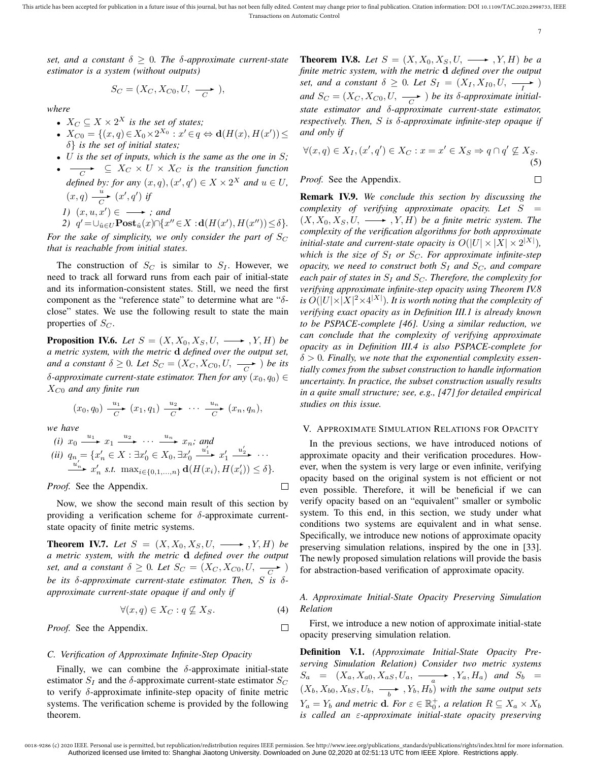*set, and a constant $\delta \geq 0$. The $\delta$-approximate current-state estimator is a system (without outputs)*

$$S_C = (X_C, X_{C0}, U, \underset{C}{\longrightarrow}),$$

*where*

- *$X_C \subseteq X \times 2^X$ is the set of states;*
- *$X_{C0} = \{(x, q) \in X_0 \times 2^{X_0} : x' \in q \Leftrightarrow \mathbf{d}(H(x), H(x')) \leq \delta\}$ is the set of initial states;*
- *$U$ is the set of inputs, which is the same as the one in $S$;*
- *$\underset{C}{\longrightarrow} \subseteq X_C \times U \times X_C$ is the transition function defined by: for any $(x, q), (x', q') \in X \times 2^X$ and $u \in U$, $(x, q) \overset{u}{\underset{C}{\longrightarrow}} (x', q')$ if*
  1) *$(x, u, x') \in \longrightarrow$ ; and*
  2) *$q' = \cup_{\hat{u} \in U} \mathbf{Post}_{\hat{u}}(x) \cap \{x'' \in X : \mathbf{d}(H(x'), H(x'')) \leq \delta\}$.*

*For the sake of simplicity, we only consider the part of $S_C$ that is reachable from initial states.*

The construction of $S_C$ is similar to $S_I$. However, we need to track all forward runs from each pair of initial-state and its information-consistent states. Still, we need the first component as the "reference state" to determine what are "$\delta$-close" states. We use the following result to state the main properties of $S_C$.

**Proposition IV.6.** *Let $S = (X, X_0, X_S, U, \longrightarrow, Y, H)$ be a metric system, with the metric $\mathbf{d}$ defined over the output set, and a constant $\delta \geq 0$. Let $S_C = (X_C, X_{C0}, U, \underset{C}{\longrightarrow})$ be its $\delta$-approximate current-state estimator. Then for any $(x_0, q_0) \in X_{C0}$ and any finite run*

$$(x_0, q_0) \overset{u_1}{\underset{C}{\longrightarrow}} (x_1, q_1) \overset{u_2}{\underset{C}{\longrightarrow}} \cdots \overset{u_n}{\underset{C}{\longrightarrow}} (x_n, q_n),$$

*we have*

*(i) $x_0 \overset{u_1}{\longrightarrow} x_1 \overset{u_2}{\longrightarrow} \cdots \overset{u_n}{\longrightarrow} x_n$; and*
*(ii) $q_n = \{x'_n \in X : \exists x'_0 \in X_0, \exists x'_0 \overset{u'_1}{\longrightarrow} x'_1 \overset{u'_2}{\longrightarrow} \cdots \overset{u'_n}{\longrightarrow} x'_n$ s.t. $\max_{i \in \{0,1,\ldots,n\}} \mathbf{d}(H(x_i), H(x'_i)) \leq \delta\}$.*

*Proof.* See the Appendix. $\square$

Now, we show the second main result of this section by providing a verification scheme for $\delta$-approximate current-state opacity of finite metric systems.

**Theorem IV.7.** *Let $S = (X, X_0, X_S, U, \longrightarrow, Y, H)$ be a metric system, with the metric $\mathbf{d}$ defined over the output set, and a constant $\delta \geq 0$. Let $S_C = (X_C, X_{C0}, U, \underset{C}{\longrightarrow})$ be its $\delta$-approximate current-state estimator. Then, $S$ is $\delta$-approximate current-state opaque if and only if*

$$\forall (x, q) \in X_C : q \not\subseteq X_S. \tag{4}$$

*Proof.* See the Appendix. $\square$

### C. Verification of Approximate Infinite-Step Opacity

Finally, we can combine the $\delta$-approximate initial-state estimator $S_I$ and the $\delta$-approximate current-state estimator $S_C$ to verify $\delta$-approximate infinite-step opacity of finite metric systems. The verification scheme is provided by the following theorem.

**Theorem IV.8.** *Let $S = (X, X_0, X_S, U, \longrightarrow, Y, H)$ be a finite metric system, with the metric $\mathbf{d}$ defined over the output set, and a constant $\delta \geq 0$. Let $S_I = (X_I, X_{I0}, U, \underset{I}{\longrightarrow})$ and $S_C = (X_C, X_{C0}, U, \underset{C}{\longrightarrow})$ be its $\delta$-approximate initial-state estimator and $\delta$-approximate current-state estimator, respectively. Then, $S$ is $\delta$-approximate infinite-step opaque if and only if*

$$\forall (x, q) \in X_I, (x', q') \in X_C : x = x' \in X_S \Rightarrow q \cap q' \not\subseteq X_S. \tag{5}$$

*Proof.* See the Appendix. $\square$

**Remark IV.9.** *We conclude this section by discussing the complexity of verifying approximate opacity. Let $S = (X, X_0, X_S, U, \longrightarrow, Y, H)$ be a finite metric system. The complexity of the verification algorithms for both approximate initial-state and current-state opacity is $O(|U| \times |X| \times 2^{|X|})$, which is the size of $S_I$ or $S_C$. For approximate infinite-step opacity, we need to construct both $S_I$ and $S_C$, and compare each pair of states in $S_I$ and $S_C$. Therefore, the complexity for verifying approximate infinite-step opacity using Theorem IV.8 is $O(|U| \times |X|^2 \times 4^{|X|})$. It is worth noting that the complexity of verifying exact opacity as in Definition III.1 is already known to be PSPACE-complete [46]. Using a similar reduction, we can conclude that the complexity of verifying approximate opacity as in Definition III.4 is also PSPACE-complete for $\delta > 0$. Finally, we note that the exponential complexity essentially comes from the subset construction to handle information uncertainty. In practice, the subset construction usually results in a quite small structure; see, e.g., [47] for detailed empirical studies on this issue.*

## V. Approximate Simulation Relations for Opacity

In the previous sections, we have introduced notions of approximate opacity and their verification procedures. However, when the system is very large or even infinite, verifying opacity based on the original system is not efficient or not even possible. Therefore, it will be beneficial if we can verify opacity based on an "equivalent" smaller or symbolic system. To this end, in this section, we study under what conditions two systems are equivalent and in what sense. Specifically, we introduce new notions of approximate opacity preserving simulation relations, inspired by the one in [33]. The newly proposed simulation relations will provide the basis for abstraction-based verification of approximate opacity.

### A. Approximate Initial-State Opacity Preserving Simulation Relation

First, we introduce a new notion of approximate initial-state opacity preserving simulation relation.

**Definition V.1.** *(Approximate Initial-State Opacity Preserving Simulation Relation) Consider two metric systems $S_a = (X_a, X_{a0}, X_{aS}, U_a, \underset{a}{\longrightarrow}, Y_a, H_a)$ and $S_b = (X_b, X_{b0}, X_{bS}, U_b, \underset{b}{\longrightarrow}, Y_b, H_b)$ with the same output sets $Y_a = Y_b$ and metric $\mathbf{d}$. For $\varepsilon \in \mathbb{R}_0^+$, a relation $R \subseteq X_a \times X_b$ is called an $\varepsilon$-approximate initial-state opacity preserving*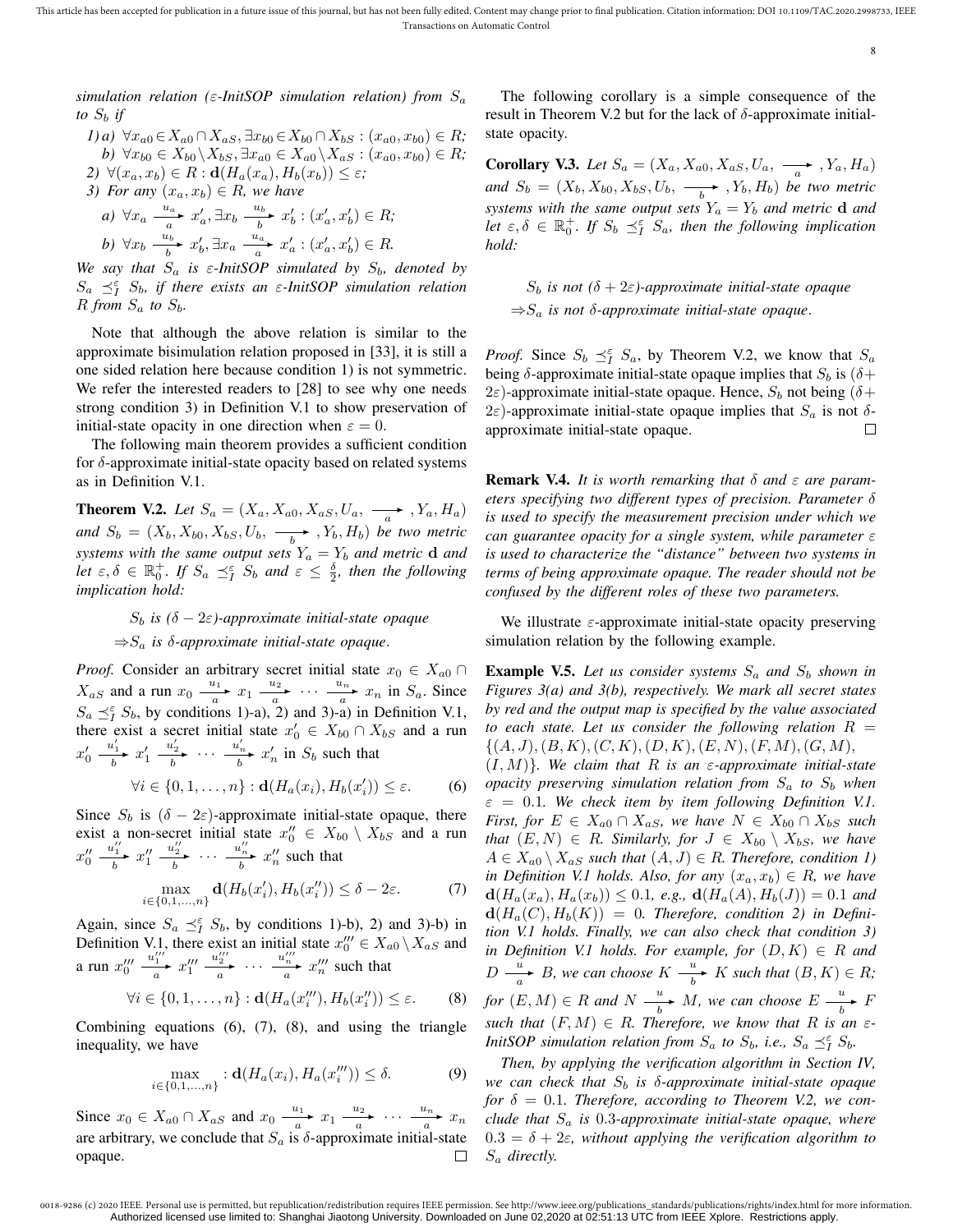*simulation relation ($\varepsilon$-InitSOP simulation relation) from $S_a$ to $S_b$ if*

*1) a) $\forall x_{a0} \in X_{a0} \cap X_{aS}, \exists x_{b0} \in X_{b0} \cap X_{bS} : (x_{a0}, x_{b0}) \in R$;*
*b) $\forall x_{b0} \in X_{b0} \setminus X_{bS}, \exists x_{a0} \in X_{a0} \setminus X_{aS} : (x_{a0}, x_{b0}) \in R$;*

*2) $\forall (x_a, x_b) \in R : \mathbf{d}(H_a(x_a), H_b(x_b)) \leq \varepsilon$;*

*3) For any $(x_a, x_b) \in R$, we have*

*a) $\forall x_a \xrightarrow[a]{u_a} x'_a, \exists x_b \xrightarrow[b]{u_b} x'_b : (x'_a, x'_b) \in R$;*

*b) $\forall x_b \xrightarrow[b]{u_b} x'_b, \exists x_a \xrightarrow[a]{u_a} x'_a : (x'_a, x'_b) \in R$.*

*We say that $S_a$ is $\varepsilon$-InitSOP simulated by $S_b$, denoted by $S_a \preceq_I^\varepsilon S_b$, if there exists an $\varepsilon$-InitSOP simulation relation $R$ from $S_a$ to $S_b$.*

Note that although the above relation is similar to the approximate bisimulation relation proposed in [33], it is still a one sided relation here because condition 1) is not symmetric. We refer the interested readers to [28] to see why one needs strong condition 3) in Definition V.1 to show preservation of initial-state opacity in one direction when $\varepsilon = 0$.

The following main theorem provides a sufficient condition for $\delta$-approximate initial-state opacity based on related systems as in Definition V.1.

**Theorem V.2.** *Let $S_a = (X_a, X_{a0}, X_{aS}, U_a, \xrightarrow[a]{}, Y_a, H_a)$ and $S_b = (X_b, X_{b0}, X_{bS}, U_b, \xrightarrow[b]{}, Y_b, H_b)$ be two metric systems with the same output sets $Y_a = Y_b$ and metric $\mathbf{d}$ and let $\varepsilon, \delta \in \mathbb{R}_0^+$. If $S_a \preceq_I^\varepsilon S_b$ and $\varepsilon \leq \frac{\delta}{2}$, then the following implication hold:*

$$S_b \text{ is } (\delta - 2\varepsilon)\text{-approximate initial-state opaque}$$
$$\Rightarrow S_a \text{ is } \delta\text{-approximate initial-state opaque}.$$

*Proof.* Consider an arbitrary secret initial state $x_0 \in X_{a0} \cap X_{aS}$ and a run $x_0 \xrightarrow[a]{u_1} x_1 \xrightarrow[a]{u_2} \cdots \xrightarrow[a]{u_n} x_n$ in $S_a$. Since $S_a \preceq_I^\varepsilon S_b$, by conditions 1)-a), 2) and 3)-a) in Definition V.1, there exist a secret initial state $x'_0 \in X_{b0} \cap X_{bS}$ and a run $x'_0 \xrightarrow[b]{u'_1} x'_1 \xrightarrow[b]{u'_2} \cdots \xrightarrow[b]{u'_n} x'_n$ in $S_b$ such that

$$\forall i \in \{0, 1, \ldots, n\} : \mathbf{d}(H_a(x_i), H_b(x'_i)) \leq \varepsilon. \tag{6}$$

Since $S_b$ is $(\delta - 2\varepsilon)$-approximate initial-state opaque, there exist a non-secret initial state $x''_0 \in X_{b0} \setminus X_{bS}$ and a run $x''_0 \xrightarrow[b]{u''_1} x''_1 \xrightarrow[b]{u''_2} \cdots \xrightarrow[b]{u''_n} x''_n$ such that

$$\max_{i \in \{0,1,\ldots,n\}} \mathbf{d}(H_b(x'_i), H_b(x''_i)) \leq \delta - 2\varepsilon. \tag{7}$$

Again, since $S_a \preceq_I^\varepsilon S_b$, by conditions 1)-b), 2) and 3)-b) in Definition V.1, there exist an initial state $x'''_0 \in X_{a0} \setminus X_{aS}$ and a run $x'''_0 \xrightarrow[a]{u'''_1} x'''_1 \xrightarrow[a]{u'''_2} \cdots \xrightarrow[a]{u'''_n} x'''_n$ such that

$$\forall i \in \{0, 1, \ldots, n\} : \mathbf{d}(H_a(x'''_i), H_b(x''_i)) \leq \varepsilon. \tag{8}$$

Combining equations (6), (7), (8), and using the triangle inequality, we have

$$\max_{i \in \{0,1,\ldots,n\}} : \mathbf{d}(H_a(x_i), H_a(x'''_i)) \leq \delta. \tag{9}$$

Since $x_0 \in X_{a0} \cap X_{aS}$ and $x_0 \xrightarrow[a]{u_1} x_1 \xrightarrow[a]{u_2} \cdots \xrightarrow[a]{u_n} x_n$ are arbitrary, we conclude that $S_a$ is $\delta$-approximate initial-state opaque. $\square$

The following corollary is a simple consequence of the result in Theorem V.2 but for the lack of $\delta$-approximate initial-state opacity.

**Corollary V.3.** *Let $S_a = (X_a, X_{a0}, X_{aS}, U_a, \xrightarrow[a]{}, Y_a, H_a)$ and $S_b = (X_b, X_{b0}, X_{bS}, U_b, \xrightarrow[b]{}, Y_b, H_b)$ be two metric systems with the same output sets $Y_a = Y_b$ and metric $\mathbf{d}$ and let $\varepsilon, \delta \in \mathbb{R}_0^+$. If $S_b \preceq_I^\varepsilon S_a$, then the following implication hold:*

$$S_b \text{ is not } (\delta + 2\varepsilon)\text{-approximate initial-state opaque}$$
$$\Rightarrow S_a \text{ is not } \delta\text{-approximate initial-state opaque}.$$

*Proof.* Since $S_b \preceq_I^\varepsilon S_a$, by Theorem V.2, we know that $S_a$ being $\delta$-approximate initial-state opaque implies that $S_b$ is $(\delta + 2\varepsilon)$-approximate initial-state opaque. Hence, $S_b$ not being $(\delta + 2\varepsilon)$-approximate initial-state opaque implies that $S_a$ is not $\delta$-approximate initial-state opaque. $\square$

**Remark V.4.** *It is worth remarking that $\delta$ and $\varepsilon$ are parameters specifying two different types of precision. Parameter $\delta$ is used to specify the measurement precision under which we can guarantee opacity for a single system, while parameter $\varepsilon$ is used to characterize the "distance" between two systems in terms of being approximate opaque. The reader should not be confused by the different roles of these two parameters.*

We illustrate $\varepsilon$-approximate initial-state opacity preserving simulation relation by the following example.

**Example V.5.** *Let us consider systems $S_a$ and $S_b$ shown in Figures 3(a) and 3(b), respectively. We mark all secret states by red and the output map is specified by the value associated to each state. Let us consider the following relation $R = \{(A, J), (B, K), (C, K), (D, K), (E, N), (F, M), (G, M), (I, M)\}$. We claim that $R$ is an $\varepsilon$-approximate initial-state opacity preserving simulation relation from $S_a$ to $S_b$ when $\varepsilon = 0.1$. We check item by item following Definition V.1. First, for $E \in X_{a0} \cap X_{aS}$, we have $N \in X_{b0} \cap X_{bS}$ such that $(E, N) \in R$. Similarly, for $J \in X_{b0} \setminus X_{bS}$, we have $A \in X_{a0} \setminus X_{aS}$ such that $(A, J) \in R$. Therefore, condition 1) in Definition V.1 holds. Also, for any $(x_a, x_b) \in R$, we have $\mathbf{d}(H_a(x_a), H_b(x_b)) \leq 0.1$, e.g., $\mathbf{d}(H_a(A), H_b(J)) = 0.1$ and $\mathbf{d}(H_a(C), H_b(K)) = 0$. Therefore, condition 2) in Definition V.1 holds. Finally, we can also check that condition 3) in Definition V.1 holds. For example, for $(D, K) \in R$ and $D \xrightarrow[a]{u} B$, we can choose $K \xrightarrow[b]{u} K$ such that $(B, K) \in R$; for $(E, M) \in R$ and $N \xrightarrow[b]{u} M$, we can choose $E \xrightarrow[b]{u} F$ such that $(F, M) \in R$. Therefore, we know that $R$ is an $\varepsilon$-InitSOP simulation relation from $S_a$ to $S_b$, i.e., $S_a \preceq_I^\varepsilon S_b$.*

*Then, by applying the verification algorithm in Section IV, we can check that $S_b$ is $\delta$-approximate initial-state opaque for $\delta = 0.1$. Therefore, according to Theorem V.2, we conclude that $S_a$ is 0.3-approximate initial-state opaque, where $0.3 = \delta + 2\varepsilon$, without applying the verification algorithm to $S_a$ directly.*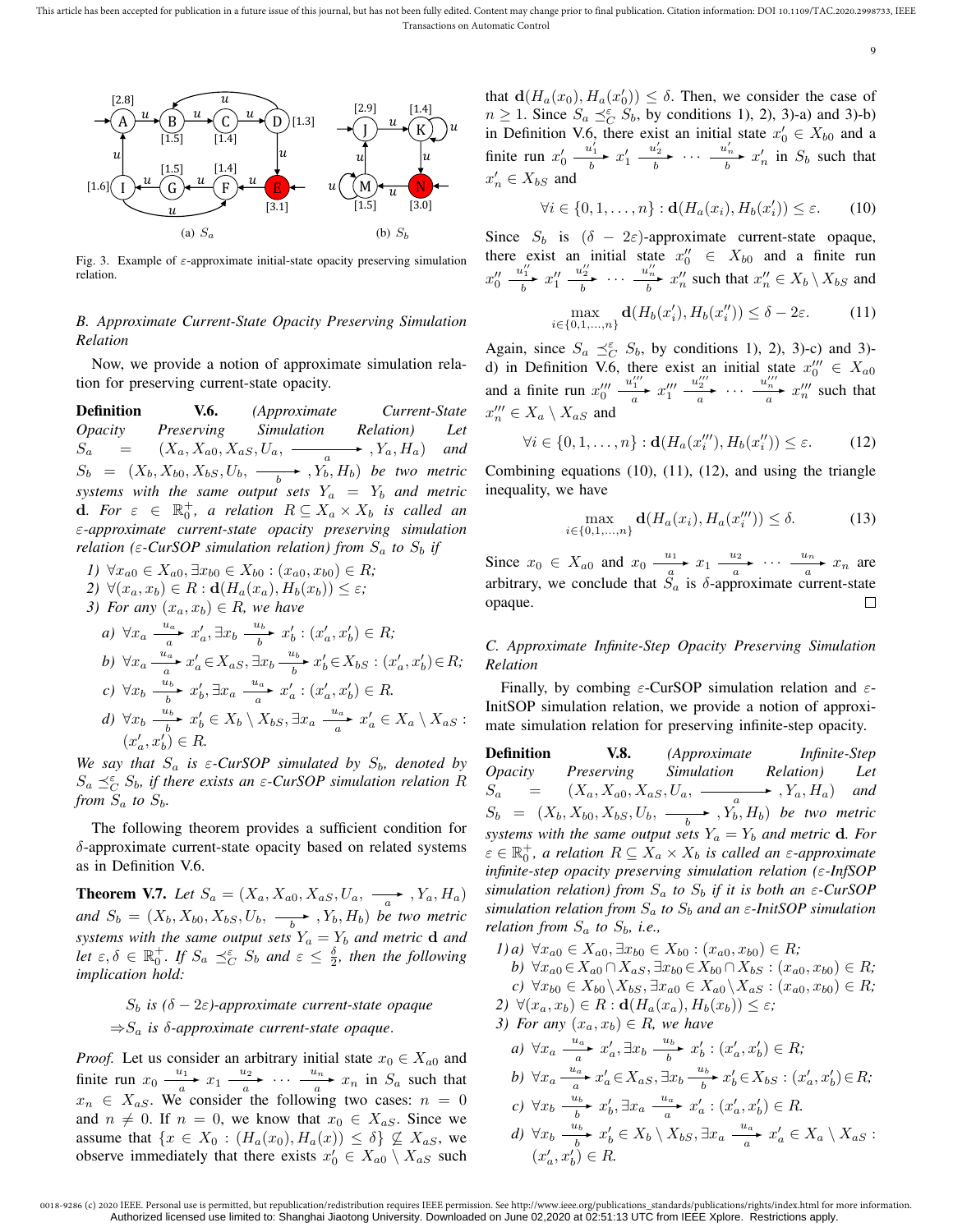Fig. 3. Example of ε-approximate initial-state opacity preserving simulation relation.

(a) $S_a$ (b) $S_b$

### B. Approximate Current-State Opacity Preserving Simulation Relation

Now, we provide a notion of approximate simulation relation for preserving current-state opacity.

**Definition V.6.** *(Approximate Current-State Opacity Preserving Simulation Relation) Let $S_a = (X_a, X_{a0}, X_{aS}, U_a, \xrightarrow[a]{}, Y_a, H_a)$ and $S_b = (X_b, X_{b0}, X_{bS}, U_b, \xrightarrow[b]{}, Y_b, H_b)$ be two metric systems with the same output sets $Y_a = Y_b$ and metric $\mathbf{d}$. For $\varepsilon \in \mathbb{R}_0^+$, a relation $R \subseteq X_a \times X_b$ is called an ε-approximate current-state opacity preserving simulation relation (ε-CurSOP simulation relation) from $S_a$ to $S_b$ if*

1) $\forall x_{a0} \in X_{a0}, \exists x_{b0} \in X_{b0} : (x_{a0}, x_{b0}) \in R$;
2) $\forall (x_a, x_b) \in R : \mathbf{d}(H_a(x_a), H_b(x_b)) \le \varepsilon$;
3) For any $(x_a, x_b) \in R$, we have
   a) $\forall x_a \xrightarrow[a]{u_a} x_a', \exists x_b \xrightarrow[b]{u_b} x_b' : (x_a', x_b') \in R$;
   b) $\forall x_a \xrightarrow[a]{u_a} x_a' \in X_{aS}, \exists x_b \xrightarrow[b]{u_b} x_b' \in X_{bS} : (x_a', x_b') \in R$;
   c) $\forall x_b \xrightarrow[b]{u_b} x_b', \exists x_a \xrightarrow[a]{u_a} x_a' : (x_a', x_b') \in R$.
   d) $\forall x_b \xrightarrow[b]{u_b} x_b' \in X_b \setminus X_{bS}, \exists x_a \xrightarrow[a]{u_a} x_a' \in X_a \setminus X_{aS} : (x_a', x_b') \in R$.

*We say that $S_a$ is ε-CurSOP simulated by $S_b$, denoted by $S_a \preceq_C^\varepsilon S_b$, if there exists an ε-CurSOP simulation relation $R$ from $S_a$ to $S_b$.*

The following theorem provides a sufficient condition for δ-approximate current-state opacity based on related systems as in Definition V.6.

**Theorem V.7.** *Let $S_a = (X_a, X_{a0}, X_{aS}, U_a, \xrightarrow[a]{}, Y_a, H_a)$ and $S_b = (X_b, X_{b0}, X_{bS}, U_b, \xrightarrow[b]{}, Y_b, H_b)$ be two metric systems with the same output sets $Y_a = Y_b$ and metric $\mathbf{d}$ and let $\varepsilon, \delta \in \mathbb{R}_0^+$. If $S_a \preceq_C^\varepsilon S_b$ and $\varepsilon \le \frac{\delta}{2}$, then the following implication hold:*

$$
\begin{aligned}
&S_b \text{ is } (\delta - 2\varepsilon)\text{-approximate current-state opaque} \\
&\Rightarrow S_a \text{ is } \delta\text{-approximate current-state opaque}.
\end{aligned}
$$

*Proof.* Let us consider an arbitrary initial state $x_0 \in X_{a0}$ and finite run $x_0 \xrightarrow[a]{u_1} x_1 \xrightarrow[a]{u_2} \cdots \xrightarrow[a]{u_n} x_n$ in $S_a$ such that $x_n \in X_{aS}$. We consider the following two cases: $n = 0$ and $n \neq 0$. If $n = 0$, we know that $x_0 \in X_{aS}$. Since we assume that $\{x \in X_0 : (H_a(x_0), H_a(x)) \le \delta\} \not\subseteq X_{aS}$, we observe immediately that there exists $x_0' \in X_{a0} \setminus X_{aS}$ such that $\mathbf{d}(H_a(x_0), H_a(x_0')) \le \delta$. Then, we consider the case of $n \ge 1$. Since $S_a \preceq_C^\varepsilon S_b$, by conditions 1), 2), 3)-a) and 3)-b) in Definition V.6, there exist an initial state $x_0' \in X_{b0}$ and a finite run $x_0' \xrightarrow[b]{u_1'} x_1' \xrightarrow[b]{u_2'} \cdots \xrightarrow[b]{u_n'} x_n'$ in $S_b$ such that $x_n' \in X_{bS}$ and

$$
\forall i \in \{0, 1, \dots, n\} : \mathbf{d}(H_a(x_i), H_b(x_i')) \le \varepsilon. \tag{10}
$$

Since $S_b$ is $(\delta - 2\varepsilon)$-approximate current state opaque, there exist an initial state $x_0'' \in X_{b0}$ and a finite run $x_0'' \xrightarrow[b]{u_1''} x_1'' \xrightarrow[b]{u_2''} \cdots \xrightarrow[b]{u_n''} x_n''$ such that $x_n'' \in X_b \setminus X_{bS}$ and

$$
\max_{i \in \{0,1,\dots,n\}} \mathbf{d}(H_b(x_i'), H_b(x_i'')) \le \delta - 2\varepsilon. \tag{11}
$$

Again, since $S_a \preceq_C^\varepsilon S_b$, by conditions 1), 2), 3)-c) and 3)-d) in Definition V.6, there exist an initial state $x_0''' \in X_{a0}$ and a finite run $x_0''' \xrightarrow[a]{u_1'''} x_1''' \xrightarrow[a]{u_2'''} \cdots \xrightarrow[a]{u_n'''} x_n'''$ such that $x_n''' \in X_a \setminus X_{aS}$ and

$$
\forall i \in \{0, 1, \dots, n\} : \mathbf{d}(H_a(x_i'''), H_b(x_i'')) \le \varepsilon. \tag{12}
$$

Combining equations (10), (11), (12), and using the triangle inequality, we have

$$
\max_{i \in \{0,1,\dots,n\}} \mathbf{d}(H_a(x_i), H_a(x_i''')) \le \delta. \tag{13}
$$

Since $x_0 \in X_{a0}$ and $x_0 \xrightarrow[a]{u_1} x_1 \xrightarrow[a]{u_2} \cdots \xrightarrow[a]{u_n} x_n$ are arbitrary, we conclude that $S_a$ is δ-approximate current-state opaque. □

### C. Approximate Infinite-Step Opacity Preserving Simulation Relation

Finally, by combing ε-CurSOP simulation relation and ε-InitSOP simulation relation, we provide a notion of approximate simulation relation for preserving infinite-step opacity.

**Definition V.8.** *(Approximate Infinite-Step Opacity Preserving Simulation Relation) Let $S_a = (X_a, X_{a0}, X_{aS}, U_a, \xrightarrow[a]{}, Y_a, H_a)$ and $S_b = (X_b, X_{b0}, X_{bS}, U_b, \xrightarrow[b]{}, Y_b, H_b)$ be two metric systems with the same output sets $Y_a = Y_b$ and metric $\mathbf{d}$. For $\varepsilon \in \mathbb{R}_0^+$, a relation $R \subseteq X_a \times X_b$ is called an ε-approximate infinite-step opacity preserving simulation relation (ε-InfSOP simulation relation) from $S_a$ to $S_b$ if it is both an ε-CurSOP simulation relation from $S_a$ to $S_b$ and an ε-InitSOP simulation relation from $S_a$ to $S_b$, i.e.,*

1) a) $\forall x_{a0} \in X_{a0}, \exists x_{b0} \in X_{b0} : (x_{a0}, x_{b0}) \in R$;
   b) $\forall x_{a0} \in X_{a0} \cap X_{aS}, \exists x_{b0} \in X_{b0} \cap X_{bS} : (x_{a0}, x_{b0}) \in R$;
   c) $\forall x_{b0} \in X_{b0} \setminus X_{bS}, \exists x_{a0} \in X_{a0} \setminus X_{aS} : (x_{a0}, x_{b0}) \in R$;
2) $\forall (x_a, x_b) \in R : \mathbf{d}(H_a(x_a), H_b(x_b)) \le \varepsilon$;
3) For any $(x_a, x_b) \in R$, we have
   a) $\forall x_a \xrightarrow[a]{u_a} x_a', \exists x_b \xrightarrow[b]{u_b} x_b' : (x_a', x_b') \in R$;
   b) $\forall x_a \xrightarrow[a]{u_a} x_a' \in X_{aS}, \exists x_b \xrightarrow[b]{u_b} x_b' \in X_{bS} : (x_a', x_b') \in R$;
   c) $\forall x_b \xrightarrow[b]{u_b} x_b', \exists x_a \xrightarrow[a]{u_a} x_a' : (x_a', x_b') \in R$.
   d) $\forall x_b \xrightarrow[b]{u_b} x_b' \in X_b \setminus X_{bS}, \exists x_a \xrightarrow[a]{u_a} x_a' \in X_a \setminus X_{aS} : (x_a', x_b') \in R$.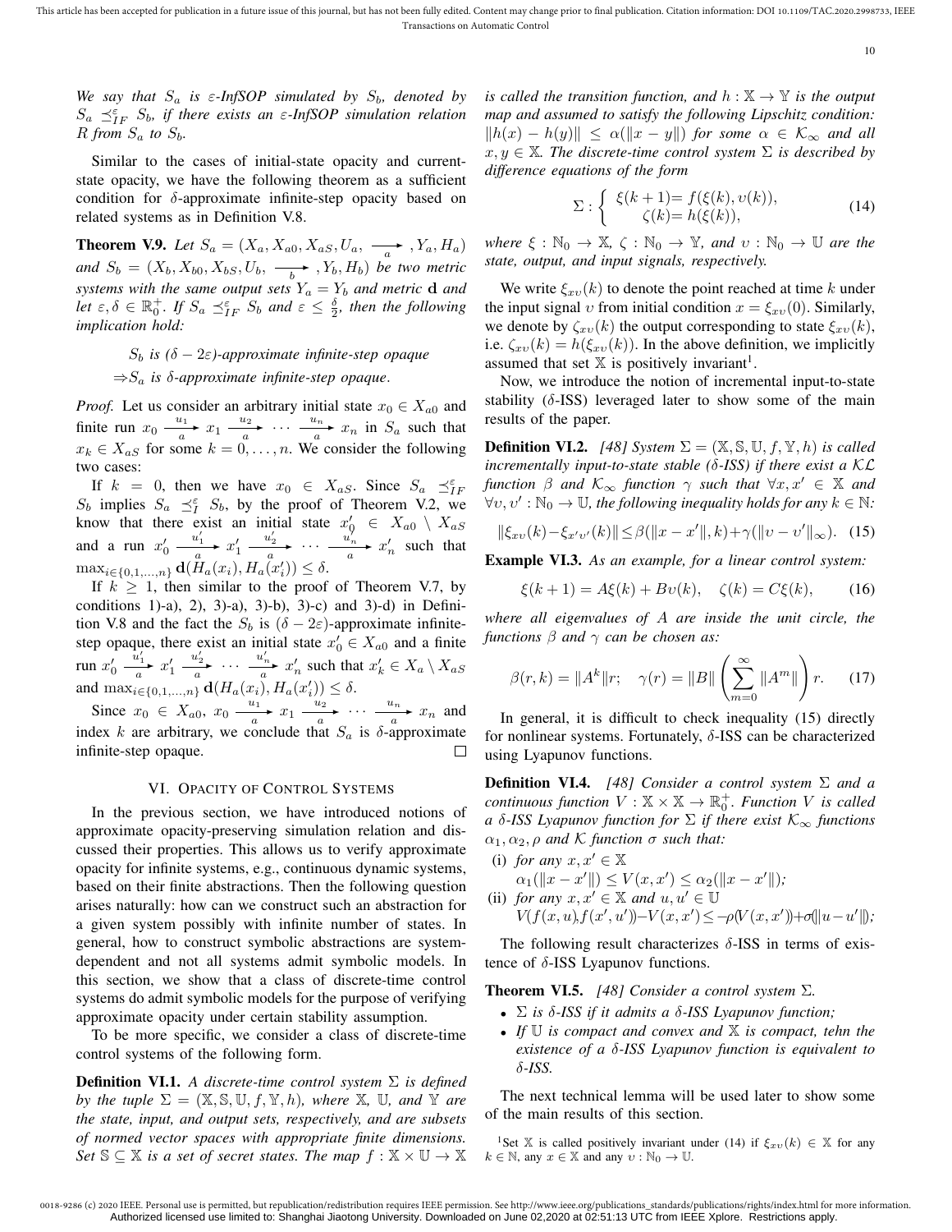*We say that $S_a$ is $\varepsilon$-InfSOP simulated by $S_b$, denoted by $S_a \preceq_{IF}^{\varepsilon} S_b$, if there exists an $\varepsilon$-InfSOP simulation relation $R$ from $S_a$ to $S_b$.*

Similar to the cases of initial-state opacity and current-state opacity, we have the following theorem as a sufficient condition for $\delta$-approximate infinite-step opacity based on related systems as in Definition V.8.

**Theorem V.9.** *Let $S_a = (X_a, X_{a0}, X_{aS}, U_a, \xrightarrow[a]{}, Y_a, H_a)$ and $S_b = (X_b, X_{b0}, X_{bS}, U_b, \xrightarrow[b]{}, Y_b, H_b)$ be two metric systems with the same output sets $Y_a = Y_b$ and metric $\mathbf{d}$ and let $\varepsilon, \delta \in \mathbb{R}_0^+$. If $S_a \preceq_{IF}^{\varepsilon} S_b$ and $\varepsilon \leq \frac{\delta}{2}$, then the following implication hold:*

$$S_b \text{ is } (\delta - 2\varepsilon)\text{-approximate infinite-step opaque}$$
$$\Rightarrow S_a \text{ is } \delta\text{-approximate infinite-step opaque}.$$

*Proof.* Let us consider an arbitrary initial state $x_0 \in X_{a0}$ and finite run $x_0 \xrightarrow[a]{u_1} x_1 \xrightarrow[a]{u_2} \cdots \xrightarrow[a]{u_n} x_n$ in $S_a$ such that $x_k \in X_{aS}$ for some $k = 0, \ldots, n$. We consider the following two cases:

If $k = 0$, then we have $x_0 \in X_{aS}$. Since $S_a \preceq_{IF}^{\varepsilon} S_b$ implies $S_a \preceq_{I}^{\varepsilon} S_b$, by the proof of Theorem V.2, we know that there exist an initial state $x_0' \in X_{a0} \setminus X_{aS}$ and a run $x_0' \xrightarrow[a]{u_1'} x_1' \xrightarrow[a]{u_2'} \cdots \xrightarrow[a]{u_n'} x_n'$ such that $\max_{i \in \{0,1,\ldots,n\}} \mathbf{d}(H_a(x_i), H_a(x_i')) \leq \delta$.

If $k \geq 1$, then similar to the proof of Theorem V.7, by conditions 1)-a), 2), 3)-a), 3)-b), 3)-c) and 3)-d) in Definition V.8 and the fact the $S_b$ is $(\delta - 2\varepsilon)$-approximate infinite-step opaque, there exist an initial state $x_0' \in X_{a0}$ and a finite run $x_0' \xrightarrow[a]{u_1'} x_1' \xrightarrow[a]{u_2'} \cdots \xrightarrow[a]{u_n'} x_n'$ such that $x_k' \in X_a \setminus X_{aS}$ and $\max_{i \in \{0,1,\ldots,n\}} \mathbf{d}(H_a(x_i), H_a(x_i')) \leq \delta$.

Since $x_0 \in X_{a0}$, $x_0 \xrightarrow[a]{u_1} x_1 \xrightarrow[a]{u_2} \cdots \xrightarrow[a]{u_n} x_n$ and index $k$ are arbitrary, we conclude that $S_a$ is $\delta$-approximate infinite-step opaque. $\square$

## VI. Opacity of Control Systems

In the previous section, we have introduced notions of approximate opacity-preserving simulation relation and discussed their properties. This allows us to verify approximate opacity for infinite systems, e.g., continuous dynamic systems, based on their finite abstractions. Then the following question arises naturally: how can we construct such an abstraction for a given system possibly with infinite number of states. In general, how to construct symbolic abstractions are system-dependent and not all systems admit symbolic models. In this section, we show that a class of discrete-time control systems do admit symbolic models for the purpose of verifying approximate opacity under certain stability assumption.

To be more specific, we consider a class of discrete-time control systems of the following form.

**Definition VI.1.** *A discrete-time control system $\Sigma$ is defined by the tuple $\Sigma = (\mathbb{X}, \mathbb{S}, \mathbb{U}, f, \mathbb{Y}, h)$, where $\mathbb{X}$, $\mathbb{U}$, and $\mathbb{Y}$ are the state, input, and output sets, respectively, and are subsets of normed vector spaces with appropriate finite dimensions. Set $\mathbb{S} \subseteq \mathbb{X}$ is a set of secret states. The map $f : \mathbb{X} \times \mathbb{U} \to \mathbb{X}$ is called the transition function, and $h : \mathbb{X} \to \mathbb{Y}$ is the output map and assumed to satisfy the following Lipschitz condition: $\|h(x) - h(y)\| \leq \alpha(\|x - y\|)$ for some $\alpha \in \mathcal{K}_\infty$ and all $x, y \in \mathbb{X}$. The discrete-time control system $\Sigma$ is described by difference equations of the form*

$$\Sigma : \begin{cases} \xi(k+1) = f(\xi(k), \upsilon(k)), \\ \zeta(k) = h(\xi(k)), \end{cases} \tag{14}$$

*where $\xi : \mathbb{N}_0 \to \mathbb{X}$, $\zeta : \mathbb{N}_0 \to \mathbb{Y}$, and $\upsilon : \mathbb{N}_0 \to \mathbb{U}$ are the state, output, and input signals, respectively.*

We write $\xi_{x\upsilon}(k)$ to denote the point reached at time $k$ under the input signal $\upsilon$ from initial condition $x = \xi_{x\upsilon}(0)$. Similarly, we denote by $\zeta_{x\upsilon}(k)$ the output corresponding to state $\xi_{x\upsilon}(k)$, i.e. $\zeta_{x\upsilon}(k) = h(\xi_{x\upsilon}(k))$. In the above definition, we implicitly assumed that set $\mathbb{X}$ is positively invariant[1].

Now, we introduce the notion of incremental input-to-state stability ($\delta$-ISS) leveraged later to show some of the main results of the paper.

**Definition VI.2.** *[48] System $\Sigma = (\mathbb{X}, \mathbb{S}, \mathbb{U}, f, \mathbb{Y}, h)$ is called incrementally input-to-state stable ($\delta$-ISS) if there exist a $\mathcal{KL}$ function $\beta$ and $\mathcal{K}_\infty$ function $\gamma$ such that $\forall x, x' \in \mathbb{X}$ and $\forall \upsilon, \upsilon' : \mathbb{N}_0 \to \mathbb{U}$, the following inequality holds for any $k \in \mathbb{N}$:*

$$\|\xi_{x\upsilon}(k) - \xi_{x'\upsilon'}(k)\| \leq \beta(\|x - x'\|, k) + \gamma(\|\upsilon - \upsilon'\|_\infty). \tag{15}$$

**Example VI.3.** *As an example, for a linear control system:*

$$\xi(k+1) = A\xi(k) + B\upsilon(k), \quad \zeta(k) = C\xi(k), \tag{16}$$

*where all eigenvalues of $A$ are inside the unit circle, the functions $\beta$ and $\gamma$ can be chosen as:*

$$\beta(r, k) = \|A^k\| r; \quad \gamma(r) = \|B\| \left( \sum_{m=0}^{\infty} \|A^m\| \right) r. \tag{17}$$

In general, it is difficult to check inequality (15) directly for nonlinear systems. Fortunately, $\delta$-ISS can be characterized using Lyapunov functions.

**Definition VI.4.** *[48] Consider a control system $\Sigma$ and a continuous function $V : \mathbb{X} \times \mathbb{X} \to \mathbb{R}_0^+$. Function $V$ is called a $\delta$-ISS Lyapunov function for $\Sigma$ if there exist $\mathcal{K}_\infty$ functions $\alpha_1, \alpha_2, \rho$ and $\mathcal{K}$ function $\sigma$ such that:*

- (i) *for any $x, x' \in \mathbb{X}$*
  $\alpha_1(\|x - x'\|) \leq V(x, x') \leq \alpha_2(\|x - x'\|)$;
- (ii) *for any $x, x' \in \mathbb{X}$ and $u, u' \in \mathbb{U}$*
  $V(f(x, u), f(x', u')) - V(x, x') \leq -\rho(V(x, x')) + \sigma(\|u - u'\|)$;

The following result characterizes $\delta$-ISS in terms of existence of $\delta$-ISS Lyapunov functions.

**Theorem VI.5.** *[48] Consider a control system $\Sigma$.*

- *$\Sigma$ is $\delta$-ISS if it admits a $\delta$-ISS Lyapunov function;*
- *If $\mathbb{U}$ is compact and convex and $\mathbb{X}$ is compact, tehn the existence of a $\delta$-ISS Lyapunov function is equivalent to $\delta$-ISS.*

The next technical lemma will be used later to show some of the main results of this section.

[1] Set $\mathbb{X}$ is called positively invariant under (14) if $\xi_{x\upsilon}(k) \in \mathbb{X}$ for any $k \in \mathbb{N}$, any $x \in \mathbb{X}$ and any $\upsilon : \mathbb{N}_0 \to \mathbb{U}$.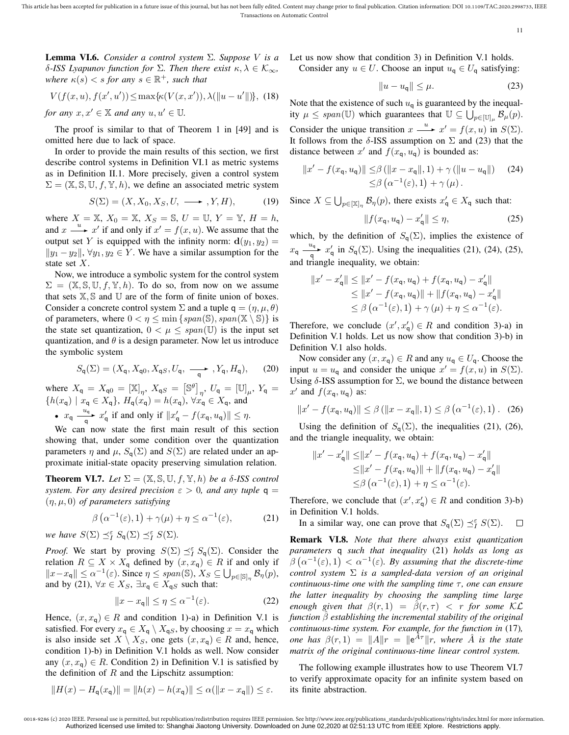**Lemma VI.6.** *Consider a control system $\Sigma$. Suppose $V$ is a $\delta$-ISS Lyapunov function for $\Sigma$. Then there exist $\kappa, \lambda \in \mathcal{K}_\infty$, where $\kappa(s) < s$ for any $s \in \mathbb{R}^+$, such that*

$$V(f(x,u), f(x',u')) \leq \max\{\kappa(V(x,x')), \lambda(\|u-u'\|)\}, \quad (18)$$

*for any $x, x' \in \mathbb{X}$ and any $u, u' \in \mathbb{U}$.*

The proof is similar to that of Theorem 1 in [49] and is omitted here due to lack of space.

In order to provide the main results of this section, we first describe control systems in Definition VI.1 as metric systems as in Definition II.1. More precisely, given a control system $\Sigma = (\mathbb{X}, \mathbb{S}, \mathbb{U}, f, \mathbb{Y}, h)$, we define an associated metric system

$$S(\Sigma) = (X, X_0, X_S, U, \longrightarrow, Y, H), \quad (19)$$

where $X = \mathbb{X}$, $X_0 = \mathbb{X}$, $X_S = \mathbb{S}$, $U = \mathbb{U}$, $Y = \mathbb{Y}$, $H = h$, and $x \xrightarrow{u} x'$ if and only if $x' = f(x,u)$. We assume that the output set $Y$ is equipped with the infinity norm: $\mathbf{d}(y_1, y_2) = \|y_1 - y_2\|$, $\forall y_1, y_2 \in Y$. We have a similar assumption for the state set $X$.

Now, we introduce a symbolic system for the control system $\Sigma = (\mathbb{X}, \mathbb{S}, \mathbb{U}, f, \mathbb{Y}, h)$. To do so, from now on we assume that sets $\mathbb{X}, \mathbb{S}$ and $\mathbb{U}$ are of the form of finite union of boxes. Consider a concrete control system $\Sigma$ and a tuple $\mathsf{q} = (\eta, \mu, \theta)$ of parameters, where $0 < \eta \leq \min\{span(\mathbb{S}), span(\mathbb{X} \setminus \mathbb{S})\}$ is the state set quantization, $0 < \mu \leq span(\mathbb{U})$ is the input set quantization, and $\theta$ is a design parameter. Now let us introduce the symbolic system

$$S_\mathsf{q}(\Sigma) = (X_\mathsf{q}, X_{\mathsf{q}0}, X_{\mathsf{q}S}, U_\mathsf{q}, \underset{\mathsf{q}}{\longrightarrow}, Y_\mathsf{q}, H_\mathsf{q}), \quad (20)$$

where $X_\mathsf{q} = X_{\mathsf{q}0} = [\mathbb{X}]_\eta$, $X_{\mathsf{q}S} = \left[\mathbb{S}^\theta\right]_\eta$, $U_\mathsf{q} = [\mathbb{U}]_\mu$, $Y_\mathsf{q} = \{h(x_\mathsf{q}) \mid x_\mathsf{q} \in X_\mathsf{q}\}$, $H_\mathsf{q}(x_\mathsf{q}) = h(x_\mathsf{q})$, $\forall x_\mathsf{q} \in X_\mathsf{q}$, and

- $x_\mathsf{q} \underset{\mathsf{q}}{\xrightarrow{u_\mathsf{q}}} x'_\mathsf{q}$ if and only if $\|x'_\mathsf{q} - f(x_\mathsf{q}, u_\mathsf{q})\| \leq \eta$.

We can now state the first main result of this section showing that, under some condition over the quantization parameters $\eta$ and $\mu$, $S_\mathsf{q}(\Sigma)$ and $S(\Sigma)$ are related under an approximate initial-state opacity preserving simulation relation.

**Theorem VI.7.** *Let $\Sigma = (\mathbb{X}, \mathbb{S}, \mathbb{U}, f, \mathbb{Y}, h)$ be a $\delta$-ISS control system. For any desired precision $\varepsilon > 0$, and any tuple $\mathsf{q} = (\eta, \mu, 0)$ of parameters satisfying*

$$\beta\left(\alpha^{-1}(\varepsilon), 1\right) + \gamma(\mu) + \eta \leq \alpha^{-1}(\varepsilon), \quad (21)$$

*we have $S(\Sigma) \preceq_I^\varepsilon S_\mathsf{q}(\Sigma) \preceq_I^\varepsilon S(\Sigma)$.*

*Proof.* We start by proving $S(\Sigma) \preceq_I^\varepsilon S_\mathsf{q}(\Sigma)$. Consider the relation $R \subseteq X \times X_\mathsf{q}$ defined by $(x, x_\mathsf{q}) \in R$ if and only if $\|x - x_\mathsf{q}\| \leq \alpha^{-1}(\varepsilon)$. Since $\eta \leq span(\mathbb{S})$, $X_S \subseteq \bigcup_{p \in [\mathbb{S}]_\eta} \mathcal{B}_\eta(p)$, and by (21), $\forall x \in X_S$, $\exists x_\mathsf{q} \in X_{\mathsf{q}S}$ such that:

$$\|x - x_\mathsf{q}\| \leq \eta \leq \alpha^{-1}(\varepsilon). \quad (22)$$

Hence, $(x, x_\mathsf{q}) \in R$ and condition 1)-a) in Definition V.1 is satisfied. For every $x_\mathsf{q} \in X_\mathsf{q} \setminus X_{\mathsf{q}S}$, by choosing $x = x_\mathsf{q}$ which is also inside set $X \setminus X_S$, one gets $(x, x_\mathsf{q}) \in R$ and, hence, condition 1)-b) in Definition V.1 holds as well. Now consider any $(x, x_\mathsf{q}) \in R$. Condition 2) in Definition V.1 is satisfied by the definition of $R$ and the Lipschitz assumption:

$$\|H(x) - H_\mathsf{q}(x_\mathsf{q})\| = \|h(x) - h(x_\mathsf{q})\| \leq \alpha(\|x - x_\mathsf{q}\|) \leq \varepsilon.$$

Let us now show that condition 3) in Definition V.1 holds.

Consider any $u \in U$. Choose an input $u_\mathsf{q} \in U_\mathsf{q}$ satisfying:

$$\|u - u_\mathsf{q}\| \leq \mu. \quad (23)$$

Note that the existence of such $u_\mathsf{q}$ is guaranteed by the inequality $\mu \leq span(\mathbb{U})$ which guarantees that $\mathbb{U} \subseteq \bigcup_{p \in [\mathbb{U}]_\mu} \mathcal{B}_\mu(p)$. Consider the unique transition $x \xrightarrow{u} x' = f(x,u)$ in $S(\Sigma)$. It follows from the $\delta$-ISS assumption on $\Sigma$ and (23) that the distance between $x'$ and $f(x_\mathsf{q}, u_\mathsf{q})$ is bounded as:

$$\begin{aligned}\|x' - f(x_\mathsf{q}, u_\mathsf{q})\| &\leq \beta\left(\|x - x_\mathsf{q}\|, 1\right) + \gamma\left(\|u - u_\mathsf{q}\|\right) \\ &\leq \beta\left(\alpha^{-1}(\varepsilon), 1\right) + \gamma\left(\mu\right).\end{aligned} \quad (24)$$

Since $X \subseteq \bigcup_{p \in [\mathbb{X}]_\eta} \mathcal{B}_\eta(p)$, there exists $x'_\mathsf{q} \in X_\mathsf{q}$ such that:

$$\|f(x_\mathsf{q}, u_\mathsf{q}) - x'_\mathsf{q}\| \leq \eta, \quad (25)$$

which, by the definition of $S_\mathsf{q}(\Sigma)$, implies the existence of $x_\mathsf{q} \underset{\mathsf{q}}{\xrightarrow{u_\mathsf{q}}} x'_\mathsf{q}$ in $S_\mathsf{q}(\Sigma)$. Using the inequalities (21), (24), (25), and triangle inequality, we obtain:

$$\begin{aligned}\|x' - x'_\mathsf{q}\| &\leq \|x' - f(x_\mathsf{q}, u_\mathsf{q}) + f(x_\mathsf{q}, u_\mathsf{q}) - x'_\mathsf{q}\| \\ &\leq \|x' - f(x_\mathsf{q}, u_\mathsf{q})\| + \|f(x_\mathsf{q}, u_\mathsf{q}) - x'_\mathsf{q}\| \\ &\leq \beta\left(\alpha^{-1}(\varepsilon), 1\right) + \gamma\left(\mu\right) + \eta \leq \alpha^{-1}(\varepsilon).\end{aligned}$$

Therefore, we conclude $(x', x'_\mathsf{q}) \in R$ and condition 3)-a) in Definition V.1 holds. Let us now show that condition 3)-b) in Definition V.1 also holds.

Now consider any $(x, x_\mathsf{q}) \in R$ and any $u_\mathsf{q} \in U_\mathsf{q}$. Choose the input $u = u_\mathsf{q}$ and consider the unique $x' = f(x,u)$ in $S(\Sigma)$. Using $\delta$-ISS assumption for $\Sigma$, we bound the distance between $x'$ and $f(x_\mathsf{q}, u_\mathsf{q})$ as:

$$\|x' - f(x_\mathsf{q}, u_\mathsf{q})\| \leq \beta\left(\|x - x_\mathsf{q}\|, 1\right) \leq \beta\left(\alpha^{-1}(\varepsilon), 1\right). \quad (26)$$

Using the definition of $S_\mathsf{q}(\Sigma)$, the inequalities (21), (26), and the triangle inequality, we obtain:

$$\begin{aligned}\|x' - x'_\mathsf{q}\| &\leq \|x' - f(x_\mathsf{q}, u_\mathsf{q}) + f(x_\mathsf{q}, u_\mathsf{q}) - x'_\mathsf{q}\| \\ &\leq \|x' - f(x_\mathsf{q}, u_\mathsf{q})\| + \|f(x_\mathsf{q}, u_\mathsf{q}) - x'_\mathsf{q}\| \\ &\leq \beta\left(\alpha^{-1}(\varepsilon), 1\right) + \eta \leq \alpha^{-1}(\varepsilon).\end{aligned}$$

Therefore, we conclude that $(x', x'_\mathsf{q}) \in R$ and condition 3)-b) in Definition V.1 holds.

In a similar way, one can prove that $S_\mathsf{q}(\Sigma) \preceq_I^\varepsilon S(\Sigma)$. $\square$

**Remark VI.8.** *Note that there always exist quantization parameters $\mathsf{q}$ such that inequality (21) holds as long as $\beta\left(\alpha^{-1}(\varepsilon), 1\right) < \alpha^{-1}(\varepsilon)$. By assuming that the discrete-time control system $\Sigma$ is a sampled-data version of an original continuous-time one with the sampling time $\tau$, one can ensure the latter inequality by choosing the sampling time large enough given that $\beta(r, 1) = \hat{\beta}(r, \tau) < r$ for some $\mathcal{KL}$ function $\hat{\beta}$ establishing the incremental stability of the original continuous-time system. For example, for the function in (17), one has $\beta(r, 1) = \|A\|r = \|\mathsf{e}^{\hat{A}\tau}\|r$, where $\hat{A}$ is the state matrix of the original continuous-time linear control system.*

The following example illustrates how to use Theorem VI.7 to verify approximate opacity for an infinite system based on its finite abstraction.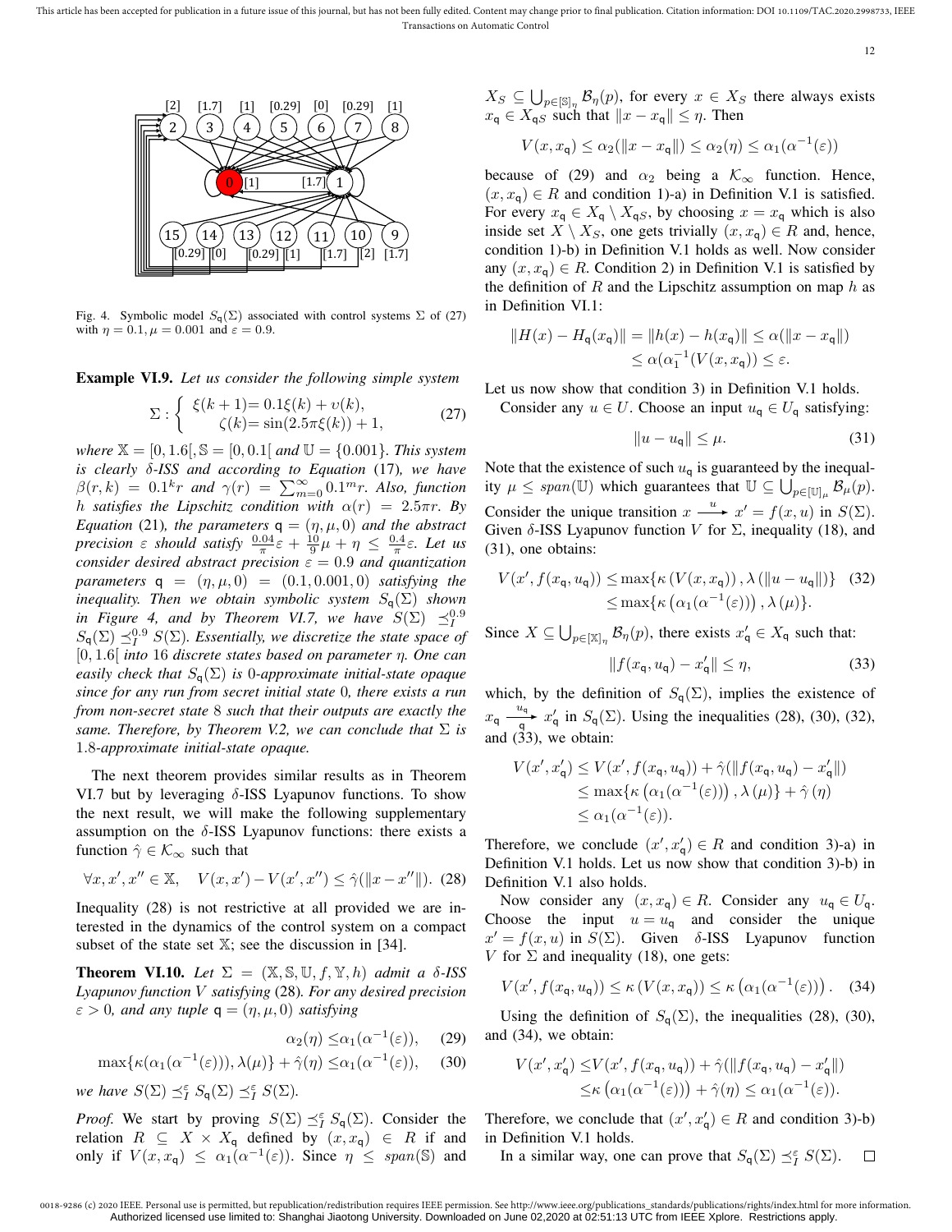Fig. 4. Symbolic model $S_{\mathsf{q}}(\Sigma)$ associated with control systems $\Sigma$ of (27) with $\eta = 0.1, \mu = 0.001$ and $\varepsilon = 0.9$.

**Example VI.9.** *Let us consider the following simple system*

$$\Sigma : \begin{cases} \xi(k+1)= 0.1\xi(k) + \upsilon(k), \\ \zeta(k)= \sin(2.5\pi\xi(k)) + 1, \end{cases} \quad (27)$$

*where* $\mathbb{X} = [0, 1.6[$, $\mathbb{S} = [0, 0.1[$ *and* $\mathbb{U} = \{0.001\}$. *This system is clearly* $\delta$*-ISS and according to Equation* (17)*, we have* $\beta(r,k) = 0.1^k r$ *and* $\gamma(r) = \sum_{m=0}^{\infty} 0.1^m r$. *Also, function* $h$ *satisfies the Lipschitz condition with* $\alpha(r) = 2.5\pi r$. *By Equation* (21)*, the parameters* $\mathsf{q} = (\eta, \mu, 0)$ *and the abstract precision* $\varepsilon$ *should satisfy* $\frac{0.04}{\pi}\varepsilon + \frac{10}{9}\mu + \eta \leq \frac{0.4}{\pi}\varepsilon$. *Let us consider desired abstract precision* $\varepsilon = 0.9$ *and quantization parameters* $\mathsf{q} = (\eta, \mu, 0) = (0.1, 0.001, 0)$ *satisfying the inequality. Then we obtain symbolic system* $S_{\mathsf{q}}(\Sigma)$ *shown in Figure 4, and by Theorem VI.7, we have* $S(\Sigma) \preceq_I^{0.9} S_{\mathsf{q}}(\Sigma) \preceq_I^{0.9} S(\Sigma)$. *Essentially, we discretize the state space of* $[0, 1.6[$ *into* 16 *discrete states based on parameter* $\eta$. *One can easily check that* $S_{\mathsf{q}}(\Sigma)$ *is* 0*-approximate initial-state opaque since for any run from secret initial state* 0*, there exists a run from non-secret state* 8 *such that their outputs are exactly the same. Therefore, by Theorem V.2, we can conclude that* $\Sigma$ *is* 1.8*-approximate initial-state opaque.*

The next theorem provides similar results as in Theorem VI.7 but by leveraging $\delta$-ISS Lyapunov functions. To show the next result, we will make the following supplementary assumption on the $\delta$-ISS Lyapunov functions: there exists a function $\hat{\gamma} \in \mathcal{K}_\infty$ such that

$$\forall x, x', x'' \in \mathbb{X}, \quad V(x, x') - V(x', x'') \leq \hat{\gamma}(\|x - x''\|). \quad (28)$$

Inequality (28) is not restrictive at all provided we are interested in the dynamics of the control system on a compact subset of the state set $\mathbb{X}$; see the discussion in [34].

**Theorem VI.10.** *Let* $\Sigma = (\mathbb{X}, \mathbb{S}, \mathbb{U}, f, \mathbb{Y}, h)$ *admit a* $\delta$*-ISS Lyapunov function* $V$ *satisfying* (28)*. For any desired precision* $\varepsilon > 0$*, and any tuple* $\mathsf{q} = (\eta, \mu, 0)$ *satisfying*

$$\alpha_2(\eta) \leq \alpha_1(\alpha^{-1}(\varepsilon)), \quad (29)$$

$$\max\{\kappa(\alpha_1(\alpha^{-1}(\varepsilon))), \lambda(\mu)\} + \hat{\gamma}(\eta) \leq \alpha_1(\alpha^{-1}(\varepsilon)), \quad (30)$$

*we have* $S(\Sigma) \preceq_I^{\varepsilon} S_{\mathsf{q}}(\Sigma) \preceq_I^{\varepsilon} S(\Sigma)$.

*Proof.* We start by proving $S(\Sigma) \preceq_I^{\varepsilon} S_{\mathsf{q}}(\Sigma)$. Consider the relation $R \subseteq X \times X_{\mathsf{q}}$ defined by $(x, x_{\mathsf{q}}) \in R$ if and only if $V(x, x_{\mathsf{q}}) \leq \alpha_1(\alpha^{-1}(\varepsilon))$. Since $\eta \leq span(\mathbb{S})$ and $X_S \subseteq \bigcup_{p \in [\mathbb{S}]_\eta} \mathcal{B}_\eta(p)$, for every $x \in X_S$ there always exists $x_{\mathsf{q}} \in X_{\mathsf{q}S}$ such that $\|x - x_{\mathsf{q}}\| \leq \eta$. Then

$$V(x, x_{\mathsf{q}}) \leq \alpha_2(\|x - x_{\mathsf{q}}\|) \leq \alpha_2(\eta) \leq \alpha_1(\alpha^{-1}(\varepsilon))$$

because of (29) and $\alpha_2$ being a $\mathcal{K}_\infty$ function. Hence, $(x, x_{\mathsf{q}}) \in R$ and condition 1)-a) in Definition V.1 is satisfied. For every $x_{\mathsf{q}} \in X_{\mathsf{q}} \setminus X_{\mathsf{q}S}$, by choosing $x = x_{\mathsf{q}}$ which is also inside set $X \setminus X_S$, one gets trivially $(x, x_{\mathsf{q}}) \in R$ and, hence, condition 1)-b) in Definition V.1 holds as well. Now consider any $(x, x_{\mathsf{q}}) \in R$. Condition 2) in Definition V.1 is satisfied by the definition of $R$ and the Lipschitz assumption on map $h$ as in Definition VI.1:

$$\begin{aligned} \|H(x) - H_{\mathsf{q}}(x_{\mathsf{q}})\| &= \|h(x) - h(x_{\mathsf{q}})\| \leq \alpha(\|x - x_{\mathsf{q}}\|) \\ &\leq \alpha(\alpha_1^{-1}(V(x, x_{\mathsf{q}})) \leq \varepsilon. \end{aligned}$$

Let us now show that condition 3) in Definition V.1 holds.

Consider any $u \in U$. Choose an input $u_{\mathsf{q}} \in U_{\mathsf{q}}$ satisfying:

$$\|u - u_{\mathsf{q}}\| \leq \mu. \quad (31)$$

Note that the existence of such $u_{\mathsf{q}}$ is guaranteed by the inequality $\mu \leq span(\mathbb{U})$ which guarantees that $\mathbb{U} \subseteq \bigcup_{p \in [\mathbb{U}]_\mu} \mathcal{B}_\mu(p)$. Consider the unique transition $x \xrightarrow{u} x' = f(x, u)$ in $S(\Sigma)$. Given $\delta$-ISS Lyapunov function $V$ for $\Sigma$, inequality (18), and (31), one obtains:

$$\begin{aligned} V(x', f(x_{\mathsf{q}}, u_{\mathsf{q}})) &\leq \max\{\kappa\left(V(x, x_{\mathsf{q}})\right), \lambda\left(\|u - u_{\mathsf{q}}\|\right)\} \quad (32) \\ &\leq \max\{\kappa\left(\alpha_1(\alpha^{-1}(\varepsilon))\right), \lambda\left(\mu\right)\}. \end{aligned}$$

Since $X \subseteq \bigcup_{p \in [\mathbb{X}]_\eta} \mathcal{B}_\eta(p)$, there exists $x'_{\mathsf{q}} \in X_{\mathsf{q}}$ such that:

$$\|f(x_{\mathsf{q}}, u_{\mathsf{q}}) - x'_{\mathsf{q}}\| \leq \eta, \quad (33)$$

which, by the definition of $S_{\mathsf{q}}(\Sigma)$, implies the existence of $x_{\mathsf{q}} \xrightarrow[\mathsf{q}]{u_{\mathsf{q}}} x'_{\mathsf{q}}$ in $S_{\mathsf{q}}(\Sigma)$. Using the inequalities (28), (30), (32), and (33), we obtain:

$$\begin{aligned} V(x', x'_{\mathsf{q}}) &\leq V(x', f(x_{\mathsf{q}}, u_{\mathsf{q}})) + \hat{\gamma}(\|f(x_{\mathsf{q}}, u_{\mathsf{q}}) - x'_{\mathsf{q}}\|) \\ &\leq \max\{\kappa\left(\alpha_1(\alpha^{-1}(\varepsilon))\right), \lambda\left(\mu\right)\} + \hat{\gamma}\left(\eta\right) \\ &\leq \alpha_1(\alpha^{-1}(\varepsilon)). \end{aligned}$$

Therefore, we conclude $(x', x'_{\mathsf{q}}) \in R$ and condition 3)-a) in Definition V.1 holds. Let us now show that condition 3)-b) in Definition V.1 also holds.

Now consider any $(x, x_{\mathsf{q}}) \in R$. Consider any $u_{\mathsf{q}} \in U_{\mathsf{q}}$. Choose the input $u = u_{\mathsf{q}}$ and consider the unique $x' = f(x, u)$ in $S(\Sigma)$. Given $\delta$-ISS Lyapunov function $V$ for $\Sigma$ and inequality (18), one gets:

$$V(x', f(x_{\mathsf{q}}, u_{\mathsf{q}})) \leq \kappa\left(V(x, x_{\mathsf{q}})\right) \leq \kappa\left(\alpha_1(\alpha^{-1}(\varepsilon))\right). \quad (34)$$

Using the definition of $S_{\mathsf{q}}(\Sigma)$, the inequalities (28), (30), and (34), we obtain:

$$\begin{aligned} V(x', x'_{\mathsf{q}}) &\leq V(x', f(x_{\mathsf{q}}, u_{\mathsf{q}})) + \hat{\gamma}(\|f(x_{\mathsf{q}}, u_{\mathsf{q}}) - x'_{\mathsf{q}}\|) \\ &\leq \kappa\left(\alpha_1(\alpha^{-1}(\varepsilon))\right) + \hat{\gamma}(\eta) \leq \alpha_1(\alpha^{-1}(\varepsilon)). \end{aligned}$$

Therefore, we conclude that $(x', x'_{\mathsf{q}}) \in R$ and condition 3)-b) in Definition V.1 holds.

In a similar way, one can prove that $S_{\mathsf{q}}(\Sigma) \preceq_I^{\varepsilon} S(\Sigma)$. $\square$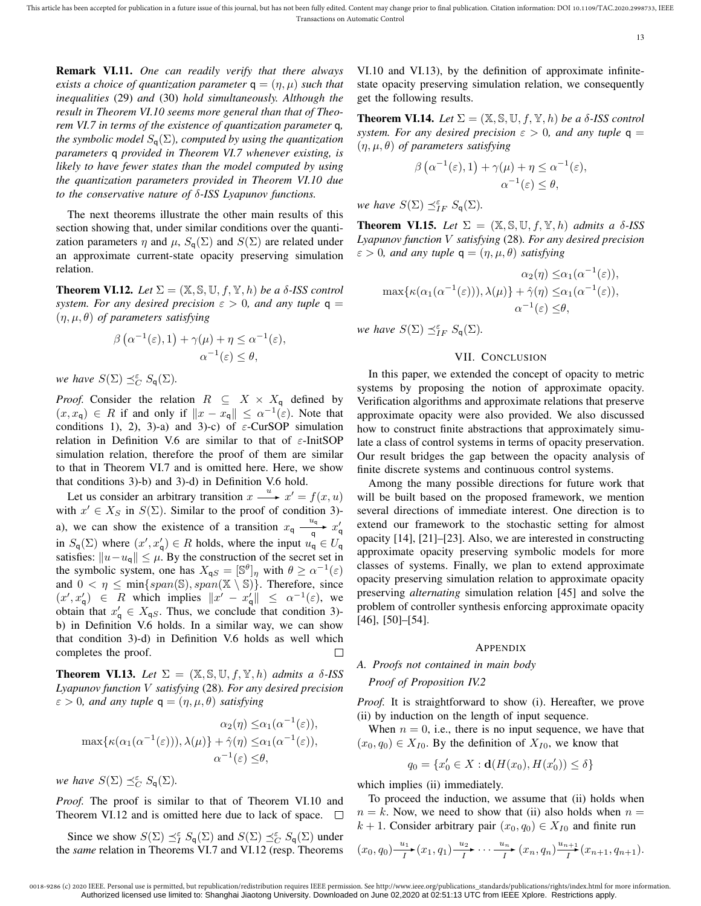**Remark VI.11.** *One can readily verify that there always exists a choice of quantization parameter $\mathsf{q} = (\eta, \mu)$ such that inequalities* (29) *and* (30) *hold simultaneously. Although the result in Theorem VI.10 seems more general than that of Theorem VI.7 in terms of the existence of quantization parameter $\mathsf{q}$, the symbolic model $S_{\mathsf{q}}(\Sigma)$, computed by using the quantization parameters $\mathsf{q}$ provided in Theorem VI.7 whenever existing, is likely to have fewer states than the model computed by using the quantization parameters provided in Theorem VI.10 due to the conservative nature of $\delta$-ISS Lyapunov functions.*

The next theorems illustrate the other main results of this section showing that, under similar conditions over the quantization parameters $\eta$ and $\mu$, $S_{\mathsf{q}}(\Sigma)$ and $S(\Sigma)$ are related under an approximate current-state opacity preserving simulation relation.

**Theorem VI.12.** *Let $\Sigma = (\mathbb{X}, \mathbb{S}, \mathbb{U}, f, \mathbb{Y}, h)$ be a $\delta$-ISS control system. For any desired precision $\varepsilon > 0$, and any tuple $\mathsf{q} = (\eta, \mu, \theta)$ of parameters satisfying*

$$\beta\left(\alpha^{-1}(\varepsilon), 1\right) + \gamma(\mu) + \eta \leq \alpha^{-1}(\varepsilon),$$
$$\alpha^{-1}(\varepsilon) \leq \theta,$$

*we have $S(\Sigma) \preceq_C^{\varepsilon} S_{\mathsf{q}}(\Sigma)$.*

*Proof.* Consider the relation $R \subseteq X \times X_{\mathsf{q}}$ defined by $(x, x_{\mathsf{q}}) \in R$ if and only if $\|x - x_{\mathsf{q}}\| \leq \alpha^{-1}(\varepsilon)$. Note that conditions 1), 2), 3)-a) and 3)-c) of $\varepsilon$-CurSOP simulation relation in Definition V.6 are similar to that of $\varepsilon$-InitSOP simulation relation, therefore the proof of them are similar to that in Theorem VI.7 and is omitted here. Here, we show that conditions 3)-b) and 3)-d) in Definition V.6 hold.

Let us consider an arbitrary transition $x \xrightarrow{u} x' = f(x, u)$ with $x' \in X_S$ in $S(\Sigma)$. Similar to the proof of condition 3)-a), we can show the existence of a transition $x_{\mathsf{q}} \xrightarrow[\mathsf{q}]{u_{\mathsf{q}}} x'_{\mathsf{q}}$ in $S_{\mathsf{q}}(\Sigma)$ where $(x', x'_{\mathsf{q}}) \in R$ holds, where the input $u_{\mathsf{q}} \in U_{\mathsf{q}}$ satisfies: $\|u - u_{\mathsf{q}}\| \leq \mu$. By the construction of the secret set in the symbolic system, one has $X_{\mathsf{q}S} = [\mathbb{S}^{\theta}]_{\eta}$ with $\theta \geq \alpha^{-1}(\varepsilon)$ and $0 < \eta \leq \min\{span(\mathbb{S}), span(\mathbb{X} \setminus \mathbb{S})\}$. Therefore, since $(x', x'_{\mathsf{q}}) \in R$ which implies $\|x' - x'_{\mathsf{q}}\| \leq \alpha^{-1}(\varepsilon)$, we obtain that $x'_{\mathsf{q}} \in X_{\mathsf{q}S}$. Thus, we conclude that condition 3)-b) in Definition V.6 holds. In a similar way, we can show that condition 3)-d) in Definition V.6 holds as well which completes the proof. $\square$

**Theorem VI.13.** *Let $\Sigma = (\mathbb{X}, \mathbb{S}, \mathbb{U}, f, \mathbb{Y}, h)$ admits a $\delta$-ISS Lyapunov function $V$ satisfying* (28)*. For any desired precision $\varepsilon > 0$, and any tuple $\mathsf{q} = (\eta, \mu, \theta)$ satisfying*

$$\alpha_2(\eta) \leq \alpha_1(\alpha^{-1}(\varepsilon)),$$
$$\max\{\kappa(\alpha_1(\alpha^{-1}(\varepsilon))), \lambda(\mu)\} + \hat{\gamma}(\eta) \leq \alpha_1(\alpha^{-1}(\varepsilon)),$$
$$\alpha^{-1}(\varepsilon) \leq \theta,$$

*we have $S(\Sigma) \preceq_C^{\varepsilon} S_{\mathsf{q}}(\Sigma)$.*

*Proof.* The proof is similar to that of Theorem VI.10 and Theorem VI.12 and is omitted here due to lack of space. $\square$

Since we show $S(\Sigma) \preceq_I^{\varepsilon} S_{\mathsf{q}}(\Sigma)$ and $S(\Sigma) \preceq_C^{\varepsilon} S_{\mathsf{q}}(\Sigma)$ under the *same* relation in Theorems VI.7 and VI.12 (resp. Theorems VI.10 and VI.13), by the definition of approximate infinite-state opacity preserving simulation relation, we consequently get the following results.

**Theorem VI.14.** *Let $\Sigma = (\mathbb{X}, \mathbb{S}, \mathbb{U}, f, \mathbb{Y}, h)$ be a $\delta$-ISS control system. For any desired precision $\varepsilon > 0$, and any tuple $\mathsf{q} = (\eta, \mu, \theta)$ of parameters satisfying*

$$\beta\left(\alpha^{-1}(\varepsilon), 1\right) + \gamma(\mu) + \eta \leq \alpha^{-1}(\varepsilon),$$
$$\alpha^{-1}(\varepsilon) \leq \theta,$$

*we have $S(\Sigma) \preceq_{IF}^{\varepsilon} S_{\mathsf{q}}(\Sigma)$.*

**Theorem VI.15.** *Let $\Sigma = (\mathbb{X}, \mathbb{S}, \mathbb{U}, f, \mathbb{Y}, h)$ admits a $\delta$-ISS Lyapunov function $V$ satisfying* (28)*. For any desired precision $\varepsilon > 0$, and any tuple $\mathsf{q} = (\eta, \mu, \theta)$ satisfying*

$$\alpha_2(\eta) \leq \alpha_1(\alpha^{-1}(\varepsilon)),$$
$$\max\{\kappa(\alpha_1(\alpha^{-1}(\varepsilon))), \lambda(\mu)\} + \hat{\gamma}(\eta) \leq \alpha_1(\alpha^{-1}(\varepsilon)),$$
$$\alpha^{-1}(\varepsilon) \leq \theta,$$

*we have $S(\Sigma) \preceq_{IF}^{\varepsilon} S_{\mathsf{q}}(\Sigma)$.*

## VII. Conclusion

In this paper, we extended the concept of opacity to metric systems by proposing the notion of approximate opacity. Verification algorithms and approximate relations that preserve approximate opacity were also provided. We also discussed how to construct finite abstractions that approximately simulate a class of control systems in terms of opacity preservation. Our result bridges the gap between the opacity analysis of finite discrete systems and continuous control systems.

Among the many possible directions for future work that will be built based on the proposed framework, we mention several directions of immediate interest. One direction is to extend our framework to the stochastic setting for almost opacity [14], [21]–[23]. Also, we are interested in constructing approximate opacity preserving symbolic models for more classes of systems. Finally, we plan to extend approximate opacity preserving simulation relation to approximate opacity preserving *alternating* simulation relation [45] and solve the problem of controller synthesis enforcing approximate opacity [46], [50]–[54].

## Appendix

### A. Proofs not contained in main body

*Proof of Proposition IV.2*

*Proof.* It is straightforward to show (i). Hereafter, we prove (ii) by induction on the length of input sequence.

When $n = 0$, i.e., there is no input sequence, we have that $(x_0, q_0) \in X_{I0}$. By the definition of $X_{I0}$, we know that

$$q_0 = \{x'_0 \in X : \mathbf{d}(H(x_0), H(x'_0)) \leq \delta\}$$

which implies (ii) immediately.

To proceed the induction, we assume that (ii) holds when $n = k$. Now, we need to show that (ii) also holds when $n = k + 1$. Consider arbitrary pair $(x_0, q_0) \in X_{I0}$ and finite run

$$(x_0, q_0) \xrightarrow[I]{u_1} (x_1, q_1) \xrightarrow[I]{u_2} \cdots \xrightarrow[I]{u_n} (x_n, q_n) \xrightarrow[I]{u_{n+1}} (x_{n+1}, q_{n+1}).$$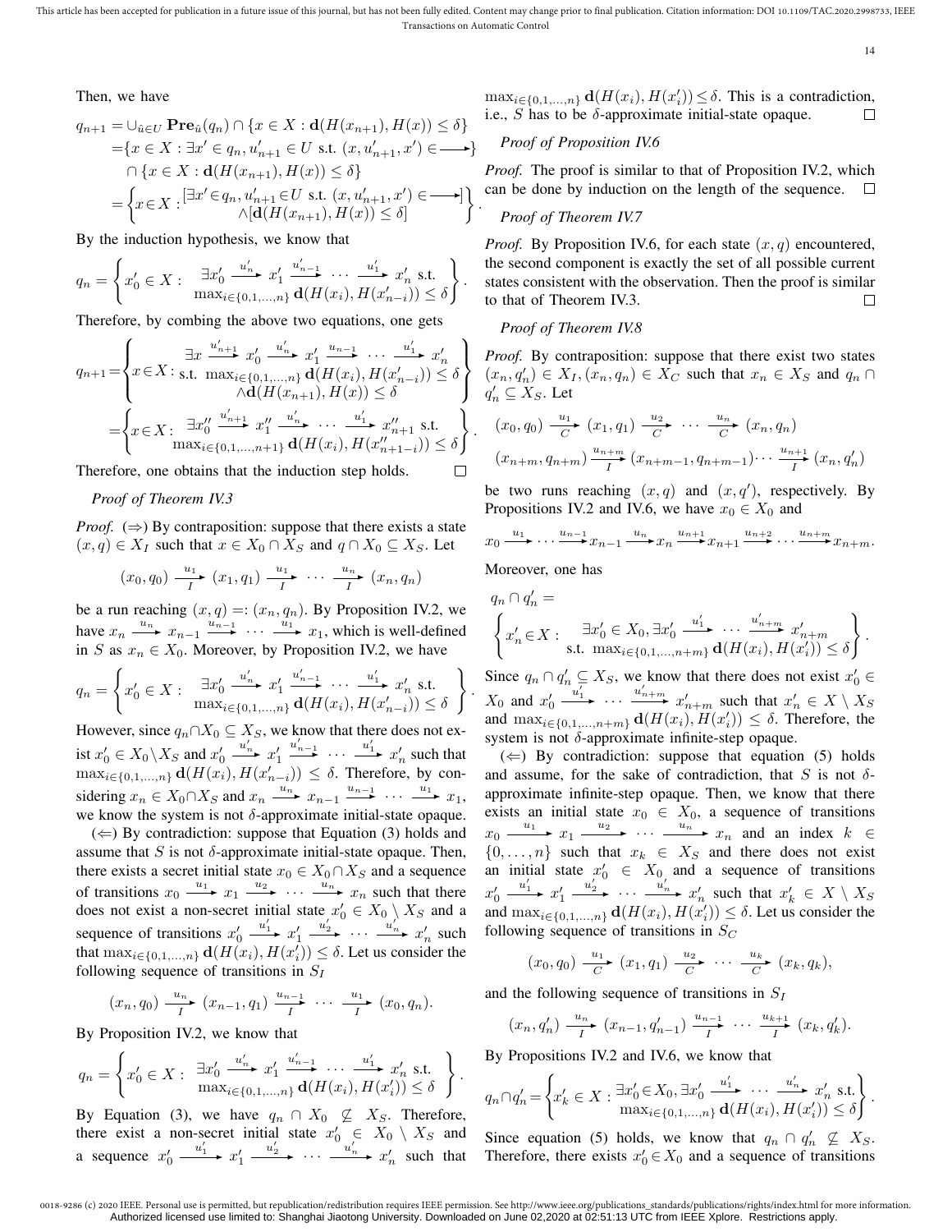Then, we have

$$
\begin{aligned}
q_{n+1} &= \cup_{\hat{u}\in U} \mathbf{Pre}_{\hat{u}}(q_n) \cap \{x \in X : \mathbf{d}(H(x_{n+1}), H(x)) \le \delta\} \\
&= \{x \in X : \exists x' \in q_n, u'_{n+1} \in U \text{ s.t. } (x, u'_{n+1}, x') \in \longrightarrow\} \\
&\quad \cap \{x \in X : \mathbf{d}(H(x_{n+1}), H(x)) \le \delta\} \\
&= \left\{ x \in X : \begin{matrix} [\exists x' \in q_n, u'_{n+1} \in U \text{ s.t. } (x, u'_{n+1}, x') \in \longrightarrow] \\ \wedge [\mathbf{d}(H(x_{n+1}), H(x)) \le \delta] \end{matrix} \right\}.
\end{aligned}
$$

By the induction hypothesis, we know that

$$
q_n = \left\{ x'_0 \in X : \begin{matrix} \exists x'_0 \xrightarrow{u'_n} x'_1 \xrightarrow{u'_{n-1}} \cdots \xrightarrow{u'_1} x'_n \text{ s.t.} \\ \max_{i\in\{0,1,\ldots,n\}} \mathbf{d}(H(x_i), H(x'_{n-i})) \le \delta \end{matrix} \right\}.
$$

Therefore, by combing the above two equations, one gets

$$
\begin{aligned}
q_{n+1} &= \left\{ x \in X : \begin{matrix} \exists x \xrightarrow{u'_{n+1}} x'_0 \xrightarrow{u'_n} x'_1 \xrightarrow{u_{n-1}} \cdots \xrightarrow{u'_1} x'_n \\ \text{s.t. } \max_{i\in\{0,1,\ldots,n\}} \mathbf{d}(H(x_i), H(x'_{n-i})) \le \delta \\ \wedge \mathbf{d}(H(x_{n+1}), H(x)) \le \delta \end{matrix} \right\} \\
&= \left\{ x \in X : \begin{matrix} \exists x''_0 \xrightarrow{u'_{n+1}} x''_1 \xrightarrow{u'_n} \cdots \xrightarrow{u'_1} x''_{n+1} \text{ s.t.} \\ \max_{i\in\{0,1,\ldots,n+1\}} \mathbf{d}(H(x_i), H(x''_{n+1-i})) \le \delta \end{matrix} \right\}.
\end{aligned}
$$

Therefore, one obtains that the induction step holds. □

*Proof of Theorem IV.3*

*Proof.* ($\Rightarrow$) By contraposition: suppose that there exists a state $(x, q) \in X_I$ such that $x \in X_0 \cap X_S$ and $q \cap X_0 \subseteq X_S$. Let

$$
(x_0, q_0) \xrightarrow[I]{u_1} (x_1, q_1) \xrightarrow[I]{u_1} \cdots \xrightarrow[I]{u_n} (x_n, q_n)
$$

be a run reaching $(x, q) =: (x_n, q_n)$. By Proposition IV.2, we have $x_n \xrightarrow{u_n} x_{n-1} \xrightarrow{u_{n-1}} \cdots \xrightarrow{u_1} x_1$, which is well-defined in $S$ as $x_n \in X_0$. Moreover, by Proposition IV.2, we have

$$
q_n = \left\{ x'_0 \in X : \begin{matrix} \exists x'_0 \xrightarrow{u'_n} x'_1 \xrightarrow{u'_{n-1}} \cdots \xrightarrow{u'_1} x'_n \text{ s.t.} \\ \max_{i\in\{0,1,\ldots,n\}} \mathbf{d}(H(x_i), H(x'_{n-i})) \le \delta \end{matrix} \right\}.
$$

However, since $q_n \cap X_0 \subseteq X_S$, we know that there does not exist $x'_0 \in X_0 \setminus X_S$ and $x'_0 \xrightarrow{u'_n} x'_1 \xrightarrow{u'_{n-1}} \cdots \xrightarrow{u'_1} x'_n$ such that $\max_{i\in\{0,1,\ldots,n\}} \mathbf{d}(H(x_i), H(x'_{n-i})) \le \delta$. Therefore, by considering $x_n \in X_0 \cap X_S$ and $x_n \xrightarrow{u_n} x_{n-1} \xrightarrow{u_{n-1}} \cdots \xrightarrow{u_1} x_1$, we know the system is not $\delta$-approximate initial-state opaque.

($\Leftarrow$) By contradiction: suppose that Equation (3) holds and assume that $S$ is not $\delta$-approximate initial-state opaque. Then, there exists a secret initial state $x_0 \in X_0 \cap X_S$ and a sequence of transitions $x_0 \xrightarrow{u_1} x_1 \xrightarrow{u_2} \cdots \xrightarrow{u_n} x_n$ such that there does not exist a non-secret initial state $x'_0 \in X_0 \setminus X_S$ and a sequence of transitions $x'_0 \xrightarrow{u'_1} x'_1 \xrightarrow{u'_2} \cdots \xrightarrow{u'_n} x'_n$ such that $\max_{i\in\{0,1,\ldots,n\}} \mathbf{d}(H(x_i), H(x'_i)) \le \delta$. Let us consider the following sequence of transitions in $S_I$

$$
(x_n, q_0) \xrightarrow[I]{u_n} (x_{n-1}, q_1) \xrightarrow[I]{u_{n-1}} \cdots \xrightarrow[I]{u_1} (x_0, q_n).
$$

By Proposition IV.2, we know that

$$
q_n = \left\{ x'_0 \in X : \begin{matrix} \exists x'_0 \xrightarrow{u'_n} x'_1 \xrightarrow{u'_{n-1}} \cdots \xrightarrow{u'_1} x'_n \text{ s.t.} \\ \max_{i\in\{0,1,\ldots,n\}} \mathbf{d}(H(x_i), H(x'_i)) \le \delta \end{matrix} \right\}.
$$

By Equation (3), we have $q_n \cap X_0 \not\subseteq X_S$. Therefore, there exist a non-secret initial state $x'_0 \in X_0 \setminus X_S$ and a sequence $x'_0 \xrightarrow{u'_1} x'_1 \xrightarrow{u'_2} \cdots \xrightarrow{u'_n} x'_n$ such that $\max_{i\in\{0,1,\ldots,n\}} \mathbf{d}(H(x_i), H(x'_i)) \le \delta$. This is a contradiction, i.e., $S$ has to be $\delta$-approximate initial-state opaque. □

*Proof of Proposition IV.6*

*Proof.* The proof is similar to that of Proposition IV.2, which can be done by induction on the length of the sequence. □

*Proof of Theorem IV.7*

*Proof.* By Proposition IV.6, for each state $(x, q)$ encountered, the second component is exactly the set of all possible current states consistent with the observation. Then the proof is similar to that of Theorem IV.3. □

*Proof of Theorem IV.8*

*Proof.* By contraposition: suppose that there exist two states $(x_n, q'_n) \in X_I, (x_n, q_n) \in X_C$ such that $x_n \in X_S$ and $q_n \cap q'_n \subseteq X_S$. Let

$$
(x_0, q_0) \xrightarrow[C]{u_1} (x_1, q_1) \xrightarrow[C]{u_2} \cdots \xrightarrow[C]{u_n} (x_n, q_n)
$$

$$
(x_{n+m}, q_{n+m}) \xrightarrow[I]{u_{n+m}} (x_{n+m-1}, q_{n+m-1}) \cdots \xrightarrow[I]{u_{n+1}} (x_n, q'_n)
$$

be two runs reaching $(x, q)$ and $(x, q')$, respectively. By Propositions IV.2 and IV.6, we have $x_0 \in X_0$ and

$$
x_0 \xrightarrow{u_1} \cdots \xrightarrow{u_{n-1}} x_{n-1} \xrightarrow{u_n} x_n \xrightarrow{u_{n+1}} x_{n+1} \xrightarrow{u_{n+2}} \cdots \xrightarrow{u_{n+m}} x_{n+m}.
$$

Moreover, one has

$$
q_n \cap q'_n = \left\{ x'_n \in X : \begin{matrix} \exists x'_0 \in X_0, \exists x'_0 \xrightarrow{u'_1} \cdots \xrightarrow{u'_{n+m}} x'_{n+m} \\ \text{s.t. } \max_{i\in\{0,1,\ldots,n+m\}} \mathbf{d}(H(x_i), H(x'_i)) \le \delta \end{matrix} \right\}.
$$

Since $q_n \cap q'_n \subseteq X_S$, we know that there does not exist $x'_0 \in X_0$ and $x'_0 \xrightarrow{u'_1} \cdots \xrightarrow{u'_{n+m}} x'_{n+m}$ such that $x'_n \in X \setminus X_S$ and $\max_{i\in\{0,1,\ldots,n+m\}} \mathbf{d}(H(x_i), H(x'_i)) \le \delta$. Therefore, the system is not $\delta$-approximate infinite-step opaque.

($\Leftarrow$) By contradiction: suppose that equation (5) holds and assume, for the sake of contradiction, that $S$ is not $\delta$-approximate infinite-step opaque. Then, we know that there exists an initial state $x_0 \in X_0$, a sequence of transitions $x_0 \xrightarrow{u_1} x_1 \xrightarrow{u_2} \cdots \xrightarrow{u_n} x_n$ and an index $k \in \{0, \ldots, n\}$ such that $x_k \in X_S$ and there does not exist an initial state $x'_0 \in X_0$ and a sequence of transitions $x'_0 \xrightarrow{u'_1} x'_1 \xrightarrow{u'_2} \cdots \xrightarrow{u'_n} x'_n$ such that $x'_k \in X \setminus X_S$ and $\max_{i\in\{0,1,\ldots,n\}} \mathbf{d}(H(x_i), H(x'_i)) \le \delta$. Let us consider the following sequence of transitions in $S_C$

$$
(x_0, q_0) \xrightarrow[C]{u_1} (x_1, q_1) \xrightarrow[C]{u_2} \cdots \xrightarrow[C]{u_k} (x_k, q_k),
$$

and the following sequence of transitions in $S_I$

$$
(x_n, q'_n) \xrightarrow[I]{u_n} (x_{n-1}, q'_{n-1}) \xrightarrow[I]{u_{n-1}} \cdots \xrightarrow[I]{u_{k+1}} (x_k, q'_k).
$$

By Propositions IV.2 and IV.6, we know that

$$
q_n \cap q'_n = \left\{ x'_k \in X : \begin{matrix} \exists x'_0 \in X_0, \exists x'_0 \xrightarrow{u'_1} \cdots \xrightarrow{u'_n} x'_n \text{ s.t.} \\ \max_{i\in\{0,1,\ldots,n\}} \mathbf{d}(H(x_i), H(x'_i)) \le \delta \end{matrix} \right\}.
$$

Since equation (5) holds, we know that $q_n \cap q'_n \not\subseteq X_S$. Therefore, there exists $x'_0 \in X_0$ and a sequence of transitions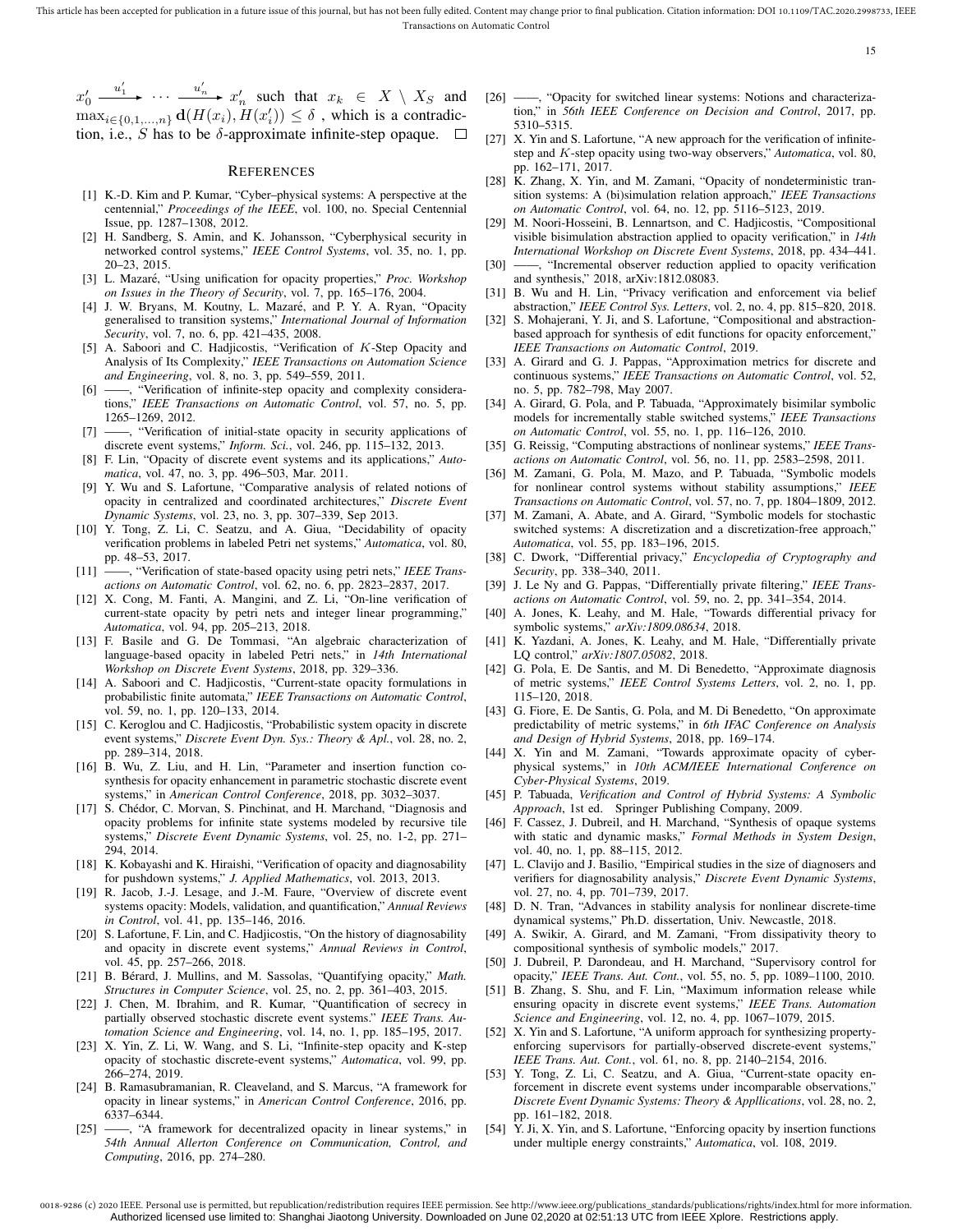$x_0' \xrightarrow{u_1'} \cdots \xrightarrow{u_n'} x_n'$ such that $x_k \in X \setminus X_S$ and $\max_{i\in\{0,1,\ldots,n\}} \mathbf{d}(H(x_i), H(x_i')) \leq \delta$ , which is a contradiction, i.e., $S$ has to be $\delta$-approximate infinite-step opaque. □

## References

[1] K.-D. Kim and P. Kumar, "Cyber–physical systems: A perspective at the centennial," *Proceedings of the IEEE*, vol. 100, no. Special Centennial Issue, pp. 1287–1308, 2012.

[2] H. Sandberg, S. Amin, and K. Johansson, "Cyberphysical security in networked control systems," *IEEE Control Systems*, vol. 35, no. 1, pp. 20–23, 2015.

[3] L. Mazaré, "Using unification for opacity properties," *Proc. Workshop on Issues in the Theory of Security*, vol. 7, pp. 165–176, 2004.

[4] J. W. Bryans, M. Koutny, L. Mazaré, and P. Y. A. Ryan, "Opacity generalised to transition systems," *International Journal of Information Security*, vol. 7, no. 6, pp. 421–435, 2008.

[5] A. Saboori and C. Hadjicostis, "Verification of $K$-Step Opacity and Analysis of Its Complexity," *IEEE Transactions on Automation Science and Engineering*, vol. 8, no. 3, pp. 549–559, 2011.

[6] ——, "Verification of infinite-step opacity and complexity considerations," *IEEE Transactions on Automatic Control*, vol. 57, no. 5, pp. 1265–1269, 2012.

[7] ——, "Verification of initial-state opacity in security applications of discrete event systems," *Inform. Sci.*, vol. 246, pp. 115–132, 2013.

[8] F. Lin, "Opacity of discrete event systems and its applications," *Automatica*, vol. 47, no. 3, pp. 496–503, Mar. 2011.

[9] Y. Wu and S. Lafortune, "Comparative analysis of related notions of opacity in centralized and coordinated architectures," *Discrete Event Dynamic Systems*, vol. 23, no. 3, pp. 307–339, Sep 2013.

[10] Y. Tong, Z. Li, C. Seatzu, and A. Giua, "Decidability of opacity verification problems in labeled Petri net systems," *Automatica*, vol. 80, pp. 48–53, 2017.

[11] ——, "Verification of state-based opacity using petri nets," *IEEE Transactions on Automatic Control*, vol. 62, no. 6, pp. 2823–2837, 2017.

[12] X. Cong, M. Fanti, A. Mangini, and Z. Li, "On-line verification of current-state opacity by petri nets and integer linear programming," *Automatica*, vol. 94, pp. 205–213, 2018.

[13] F. Basile and G. De Tommasi, "An algebraic characterization of language-based opacity in labeled Petri nets," in *14th International Workshop on Discrete Event Systems*, 2018, pp. 329–336.

[14] A. Saboori and C. Hadjicostis, "Current-state opacity formulations in probabilistic finite automata," *IEEE Transactions on Automatic Control*, vol. 59, no. 1, pp. 120–133, 2014.

[15] C. Keroglou and C. Hadjicostis, "Probabilistic system opacity in discrete event systems," *Discrete Event Dyn. Sys.: Theory & Apl.*, vol. 28, no. 2, pp. 289–314, 2018.

[16] B. Wu, Z. Liu, and H. Lin, "Parameter and insertion function co-synthesis for opacity enhancement in parametric stochastic discrete event systems," in *American Control Conference*, 2018, pp. 3032–3037.

[17] S. Chédor, C. Morvan, S. Pinchinat, and H. Marchand, "Diagnosis and opacity problems for infinite state systems modeled by recursive tile systems," *Discrete Event Dynamic Systems*, vol. 25, no. 1-2, pp. 271–294, 2014.

[18] K. Kobayashi and K. Hiraishi, "Verification of opacity and diagnosability for pushdown systems," *J. Applied Mathematics*, vol. 2013, 2013.

[19] R. Jacob, J.-J. Lesage, and J.-M. Faure, "Overview of discrete event systems opacity: Models, validation, and quantification," *Annual Reviews in Control*, vol. 41, pp. 135–146, 2016.

[20] S. Lafortune, F. Lin, and C. Hadjicostis, "On the history of diagnosability and opacity in discrete event systems," *Annual Reviews in Control*, vol. 45, pp. 257–266, 2018.

[21] B. Bérard, J. Mullins, and M. Sassolas, "Quantifying opacity," *Math. Structures in Computer Science*, vol. 25, no. 2, pp. 361–403, 2015.

[22] J. Chen, M. Ibrahim, and R. Kumar, "Quantification of secrecy in partially observed stochastic discrete event systems." *IEEE Trans. Automation Science and Engineering*, vol. 14, no. 1, pp. 185–195, 2017.

[23] X. Yin, Z. Li, W. Wang, and S. Li, "Infinite-step opacity and K-step opacity of stochastic discrete-event systems," *Automatica*, vol. 99, pp. 266–274, 2019.

[24] B. Ramasubramanian, R. Cleaveland, and S. Marcus, "A framework for opacity in linear systems," in *American Control Conference*, 2016, pp. 6337–6344.

[25] ——, "A framework for decentralized opacity in linear systems," in *54th Annual Allerton Conference on Communication, Control, and Computing*, 2016, pp. 274–280.

[26] ——, "Opacity for switched linear systems: Notions and characterization," in *56th IEEE Conference on Decision and Control*, 2017, pp. 5310–5315.

[27] X. Yin and S. Lafortune, "A new approach for the verification of infinite-step and $K$-step opacity using two-way observers," *Automatica*, vol. 80, pp. 162–171, 2017.

[28] K. Zhang, X. Yin, and M. Zamani, "Opacity of nondeterministic transition systems: A (bi)simulation relation approach," *IEEE Transactions on Automatic Control*, vol. 64, no. 12, pp. 5116–5123, 2019.

[29] M. Noori-Hosseini, B. Lennartson, and C. Hadjicostis, "Compositional visible bisimulation abstraction applied to opacity verification," in *14th International Workshop on Discrete Event Systems*, 2018, pp. 434–441.

[30] ——, "Incremental observer reduction applied to opacity verification and synthesis," 2018, arXiv:1812.08083.

[31] B. Wu and H. Lin, "Privacy verification and enforcement via belief abstraction," *IEEE Control Sys. Letters*, vol. 2, no. 4, pp. 815–820, 2018.

[32] S. Mohajerani, Y. Ji, and S. Lafortune, "Compositional and abstraction-based approach for synthesis of edit functions for opacity enforcement," *IEEE Transactions on Automatic Control*, 2019.

[33] A. Girard and G. J. Pappas, "Approximation metrics for discrete and continuous systems," *IEEE Transactions on Automatic Control*, vol. 52, no. 5, pp. 782–798, May 2007.

[34] A. Girard, G. Pola, and P. Tabuada, "Approximately bisimilar symbolic models for incrementally stable switched systems," *IEEE Transactions on Automatic Control*, vol. 55, no. 1, pp. 116–126, 2010.

[35] G. Reissig, "Computing abstractions of nonlinear systems," *IEEE Transactions on Automatic Control*, vol. 56, no. 11, pp. 2583–2598, 2011.

[36] M. Zamani, G. Pola, M. Mazo, and P. Tabuada, "Symbolic models for nonlinear control systems without stability assumptions," *IEEE Transactions on Automatic Control*, vol. 57, no. 7, pp. 1804–1809, 2012.

[37] M. Zamani, A. Abate, and A. Girard, "Symbolic models for stochastic switched systems: A discretization and a discretization-free approach," *Automatica*, vol. 55, pp. 183–196, 2015.

[38] C. Dwork, "Differential privacy," *Encyclopedia of Cryptography and Security*, pp. 338–340, 2011.

[39] J. Le Ny and G. Pappas, "Differentially private filtering," *IEEE Transactions on Automatic Control*, vol. 59, no. 2, pp. 341–354, 2014.

[40] A. Jones, K. Leahy, and M. Hale, "Towards differential privacy for symbolic systems," *arXiv:1809.08634*, 2018.

[41] K. Yazdani, A. Jones, K. Leahy, and M. Hale, "Differentially private LQ control," *arXiv:1807.05082*, 2018.

[42] G. Pola, E. De Santis, and M. Di Benedetto, "Approximate diagnosis of metric systems," *IEEE Control Systems Letters*, vol. 2, no. 1, pp. 115–120, 2018.

[43] G. Fiore, E. De Santis, G. Pola, and M. Di Benedetto, "On approximate predictability of metric systems," in *6th IFAC Conference on Analysis and Design of Hybrid Systems*, 2018, pp. 169–174.

[44] X. Yin and M. Zamani, "Towards approximate opacity of cyber-physical systems," in *10th ACM/IEEE International Conference on Cyber-Physical Systems*, 2019.

[45] P. Tabuada, *Verification and Control of Hybrid Systems: A Symbolic Approach*, 1st ed. Springer Publishing Company, 2009.

[46] F. Cassez, J. Dubreil, and H. Marchand, "Synthesis of opaque systems with static and dynamic masks," *Formal Methods in System Design*, vol. 40, no. 1, pp. 88–115, 2012.

[47] L. Clavijo and J. Basilio, "Empirical studies in the size of diagnosers and verifiers for diagnosability analysis," *Discrete Event Dynamic Systems*, vol. 27, no. 4, pp. 701–739, 2017.

[48] D. N. Tran, "Advances in stability analysis for nonlinear discrete-time dynamical systems," Ph.D. dissertation, Univ. Newcastle, 2018.

[49] A. Swikir, A. Girard, and M. Zamani, "From dissipativity theory to compositional synthesis of symbolic models," 2017.

[50] J. Dubreil, P. Darondeau, and H. Marchand, "Supervisory control for opacity," *IEEE Trans. Aut. Cont.*, vol. 55, no. 5, pp. 1089–1100, 2010.

[51] B. Zhang, S. Shu, and F. Lin, "Maximum information release while ensuring opacity in discrete event systems," *IEEE Trans. Automation Science and Engineering*, vol. 12, no. 4, pp. 1067–1079, 2015.

[52] X. Yin and S. Lafortune, "A uniform approach for synthesizing property-enforcing supervisors for partially-observed discrete-event systems," *IEEE Trans. Aut. Cont.*, vol. 61, no. 8, pp. 2140–2154, 2016.

[53] Y. Tong, Z. Li, C. Seatzu, and A. Giua, "Current-state opacity enforcement in discrete event systems under incomparable observations," *Discrete Event Dynamic Systems: Theory & Appllications*, vol. 28, no. 2, pp. 161–182, 2018.

[54] Y. Ji, X. Yin, and S. Lafortune, "Enforcing opacity by insertion functions under multiple energy constraints," *Automatica*, vol. 108, 2019.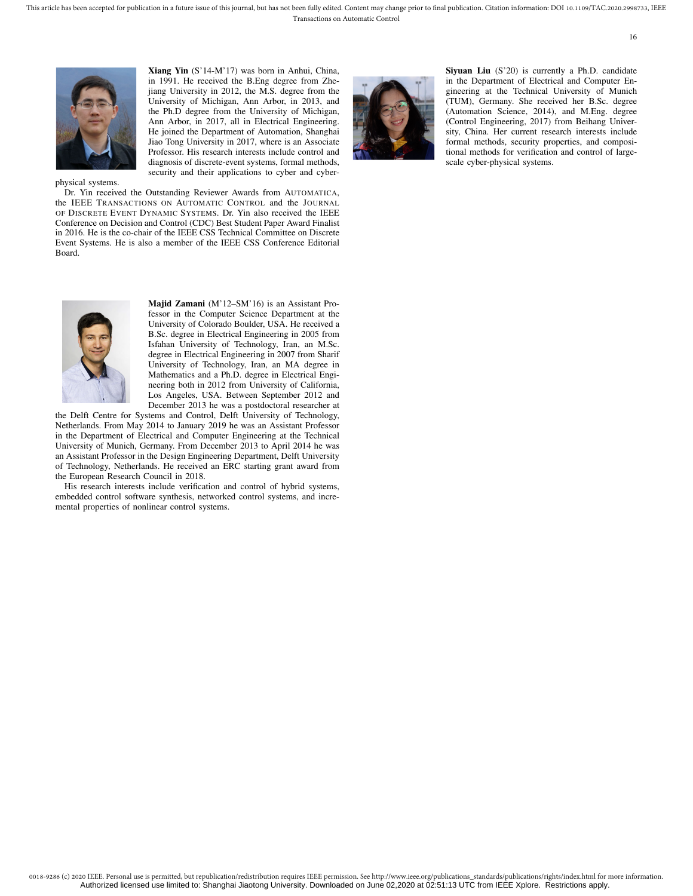**Xiang Yin** (S'14-M'17) was born in Anhui, China, in 1991. He received the B.Eng degree from Zhejiang University in 2012, the M.S. degree from the University of Michigan, Ann Arbor, in 2013, and the Ph.D degree from the University of Michigan, Ann Arbor, in 2017, all in Electrical Engineering. He joined the Department of Automation, Shanghai Jiao Tong University in 2017, where is an Associate Professor. His research interests include control and diagnosis of discrete-event systems, formal methods, security and their applications to cyber and cyber-physical systems.

Dr. Yin received the Outstanding Reviewer Awards from AUTOMATICA, the IEEE TRANSACTIONS ON AUTOMATIC CONTROL and the JOURNAL OF DISCRETE EVENT DYNAMIC SYSTEMS. Dr. Yin also received the IEEE Conference on Decision and Control (CDC) Best Student Paper Award Finalist in 2016. He is the co-chair of the IEEE CSS Technical Committee on Discrete Event Systems. He is also a member of the IEEE CSS Conference Editorial Board.

**Majid Zamani** (M'12–SM'16) is an Assistant Professor in the Computer Science Department at the University of Colorado Boulder, USA. He received a B.Sc. degree in Electrical Engineering in 2005 from Isfahan University of Technology, Iran, an M.Sc. degree in Electrical Engineering in 2007 from Sharif University of Technology, Iran, an MA degree in Mathematics and a Ph.D. degree in Electrical Engineering both in 2012 from University of California, Los Angeles, USA. Between September 2012 and December 2013 he was a postdoctoral researcher at the Delft Centre for Systems and Control, Delft University of Technology, Netherlands. From May 2014 to January 2019 he was an Assistant Professor in the Department of Electrical and Computer Engineering at the Technical University of Munich, Germany. From December 2013 to April 2014 he was an Assistant Professor in the Design Engineering Department, Delft University of Technology, Netherlands. He received an ERC starting grant award from the European Research Council in 2018.

His research interests include verification and control of hybrid systems, embedded control software synthesis, networked control systems, and incremental properties of nonlinear control systems.

**Siyuan Liu** (S'20) is currently a Ph.D. candidate in the Department of Electrical and Computer Engineering at the Technical University of Munich (TUM), Germany. She received her B.Sc. degree (Automation Science, 2014), and M.Eng. degree (Control Engineering, 2017) from Beihang University, China. Her current research interests include formal methods, security properties, and compositional methods for verification and control of large-scale cyber-physical systems.